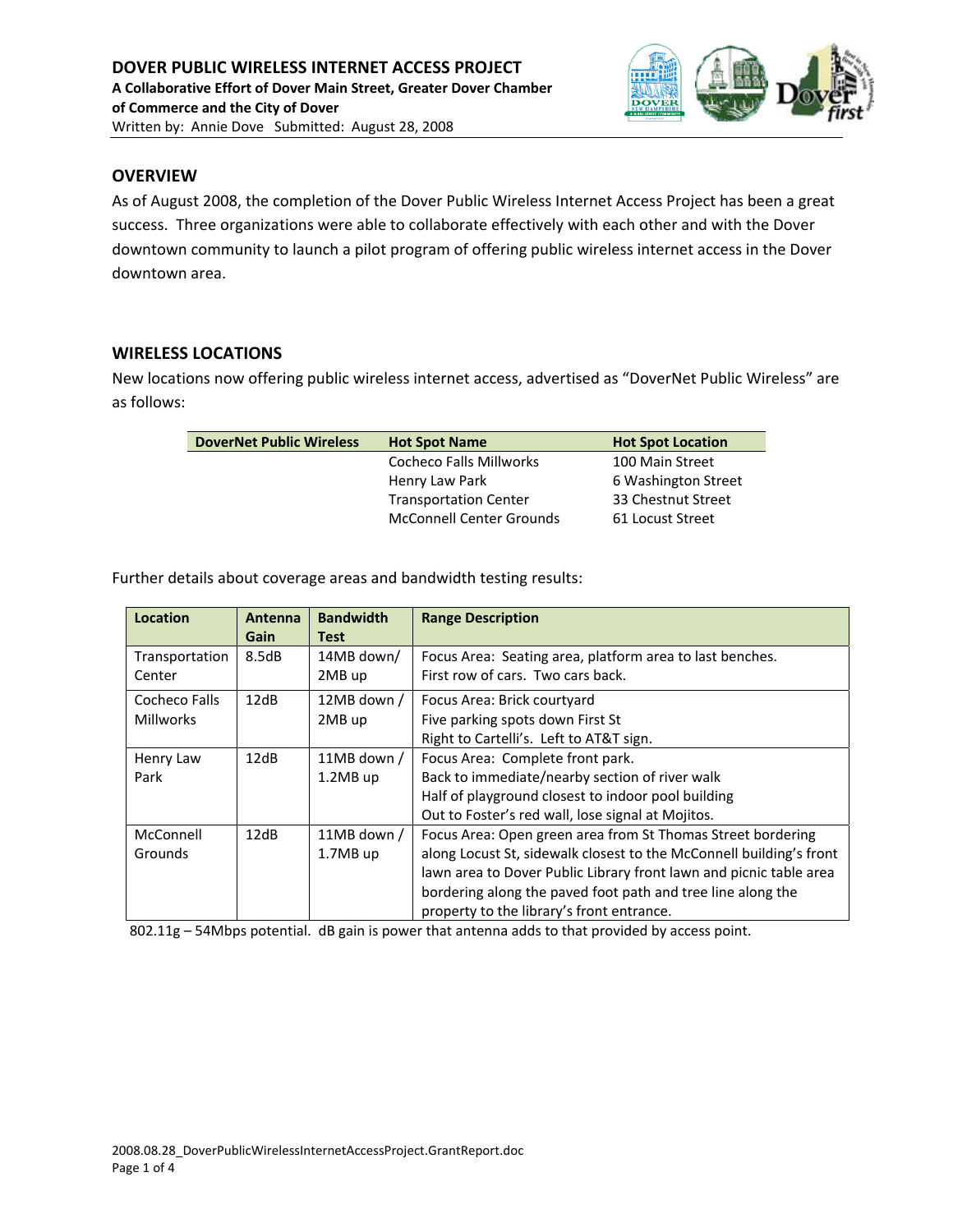# DOVER PUBLIC WIRELESS INTERNET ACCESS PROJECT

**A Collaborative Effort of Dover Main Street, Greater Dover Chamber of Commerce and the City of Dover**

Written by: Annie Dove Submitted: August 28, 2008

## OVERVIEW

As of August 2008, the completion of the Dover Public Wireless Internet Access Project has been a great success. Three organizations were able to collaborate effectively with each other and with the Dover downtown community to launch a pilot program of offering public wireless internet access in the Dover downtown area.

## WIRELESS LOCATIONS

New locations now offering public wireless internet access, advertised as "DoverNet Public Wireless" are as follows:

| DoverNet Public Wireless | Hot Spot Name | Hot Spot Location |
|---|---|---|
| | Cocheco Falls Millworks | 100 Main Street |
| | Henry Law Park | 6 Washington Street |
| | Transportation Center | 33 Chestnut Street |
| | McConnell Center Grounds | 61 Locust Street |

Further details about coverage areas and bandwidth testing results:

| Location | Antenna Gain | Bandwidth Test | Range Description |
|---|---|---|---|
| Transportation Center | 8.5dB | 14MB down/ 2MB up | Focus Area: Seating area, platform area to last benches.<br>First row of cars. Two cars back. |
| Cocheco Falls Millworks | 12dB | 12MB down / 2MB up | Focus Area: Brick courtyard<br>Five parking spots down First St<br>Right to Cartelli's. Left to AT&T sign. |
| Henry Law Park | 12dB | 11MB down / 1.2MB up | Focus Area: Complete front park.<br>Back to immediate/nearby section of river walk<br>Half of playground closest to indoor pool building<br>Out to Foster's red wall, lose signal at Mojitos. |
| McConnell Grounds | 12dB | 11MB down / 1.7MB up | Focus Area: Open green area from St Thomas Street bordering along Locust St, sidewalk closest to the McConnell building's front lawn area to Dover Public Library front lawn and picnic table area bordering along the paved foot path and tree line along the property to the library's front entrance. |

802.11g – 54Mbps potential. dB gain is power that antenna adds to that provided by access point.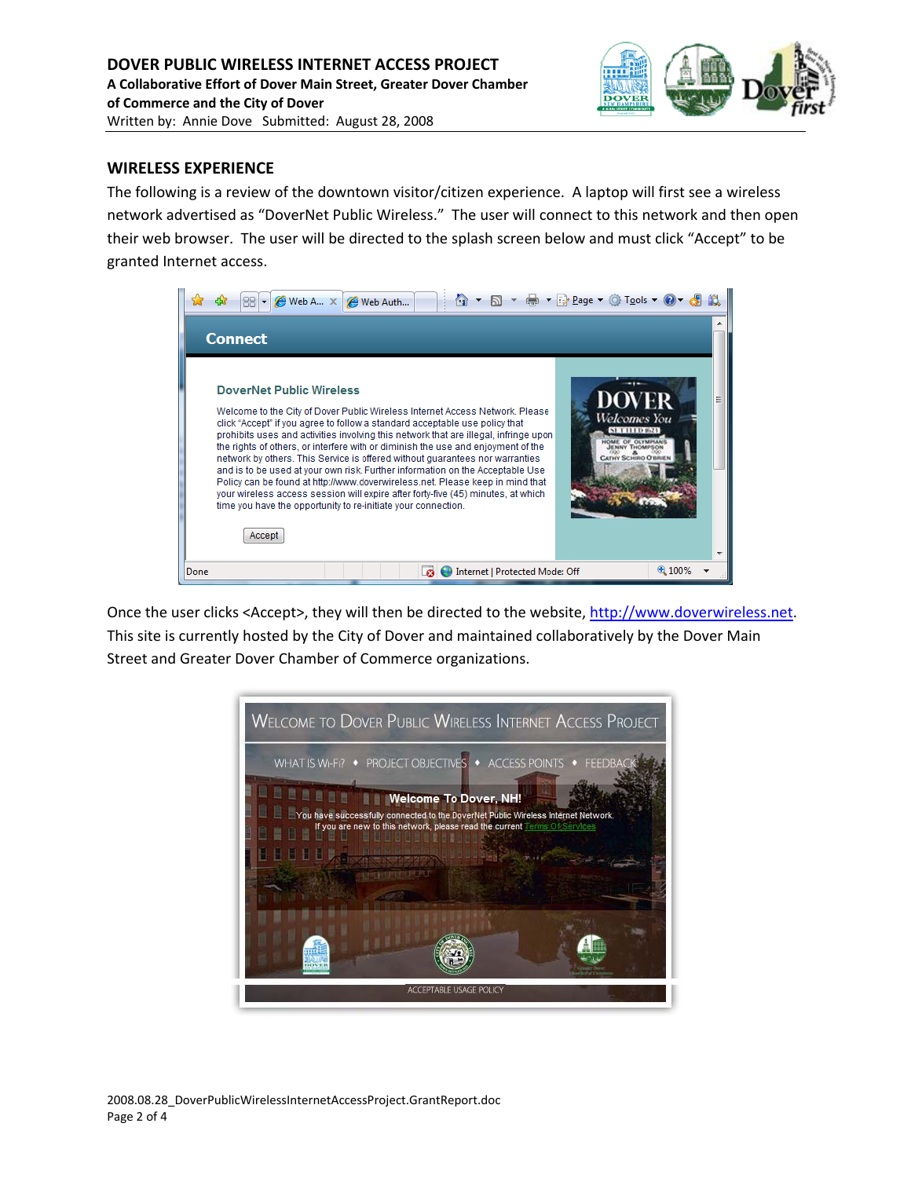## WIRELESS EXPERIENCE

The following is a review of the downtown visitor/citizen experience. A laptop will first see a wireless network advertised as "DoverNet Public Wireless." The user will connect to this network and then open their web browser. The user will be directed to the splash screen below and must click "Accept" to be granted Internet access.

Once the user clicks <Accept>, they will then be directed to the website, http://www.doverwireless.net. This site is currently hosted by the City of Dover and maintained collaboratively by the Dover Main Street and Greater Dover Chamber of Commerce organizations.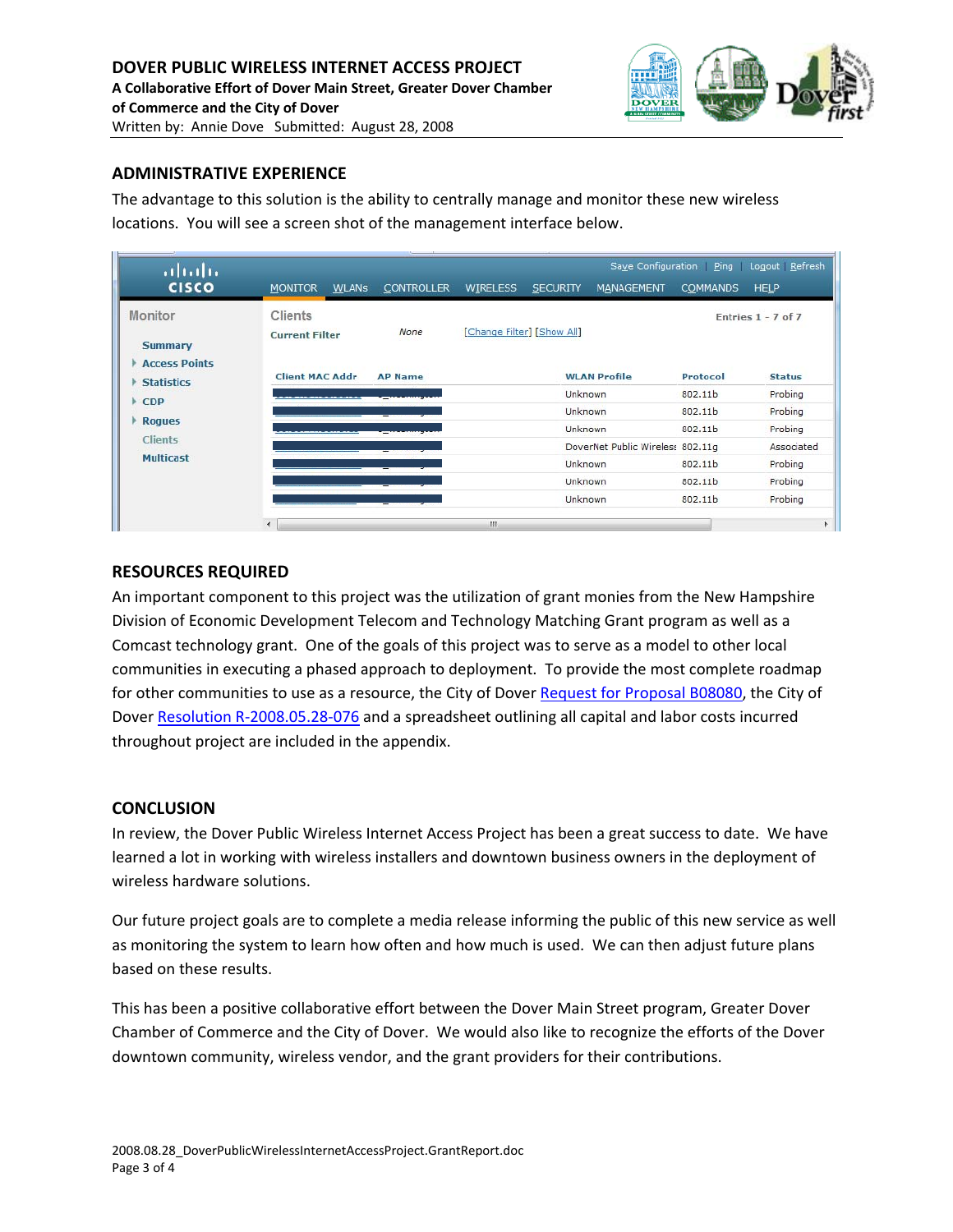## ADMINISTRATIVE EXPERIENCE

The advantage to this solution is the ability to centrally manage and monitor these new wireless locations. You will see a screen shot of the management interface below.

Save Configuration | Ping | Logout | Refresh

MONITOR WLANs CONTROLLER WIRELESS SECURITY MANAGEMENT COMMANDS HELP

Monitor

Summary
Access Points
Statistics
CDP
Rogues
Clients
Multicast

Clients

Current Filter None [Change Filter] [Show All]

Entries 1 - 7 of 7

| Client MAC Addr | AP Name | WLAN Profile | Protocol | Status |
|---|---|---|---|---|
| | | Unknown | 802.11b | Probing |
| | | Unknown | 802.11b | Probing |
| | | Unknown | 802.11b | Probing |
| | | DoverNet Public Wireless | 802.11g | Associated |
| | | Unknown | 802.11b | Probing |
| | | Unknown | 802.11b | Probing |
| | | Unknown | 802.11b | Probing |

## RESOURCES REQUIRED

An important component to this project was the utilization of grant monies from the New Hampshire Division of Economic Development Telecom and Technology Matching Grant program as well as a Comcast technology grant. One of the goals of this project was to serve as a model to other local communities in executing a phased approach to deployment. To provide the most complete roadmap for other communities to use as a resource, the City of Dover Request for Proposal B08080, the City of Dover Resolution R-2008.05.28-076 and a spreadsheet outlining all capital and labor costs incurred throughout project are included in the appendix.

## CONCLUSION

In review, the Dover Public Wireless Internet Access Project has been a great success to date. We have learned a lot in working with wireless installers and downtown business owners in the deployment of wireless hardware solutions.

Our future project goals are to complete a media release informing the public of this new service as well as monitoring the system to learn how often and how much is used. We can then adjust future plans based on these results.

This has been a positive collaborative effort between the Dover Main Street program, Greater Dover Chamber of Commerce and the City of Dover. We would also like to recognize the efforts of the Dover downtown community, wireless vendor, and the grant providers for their contributions.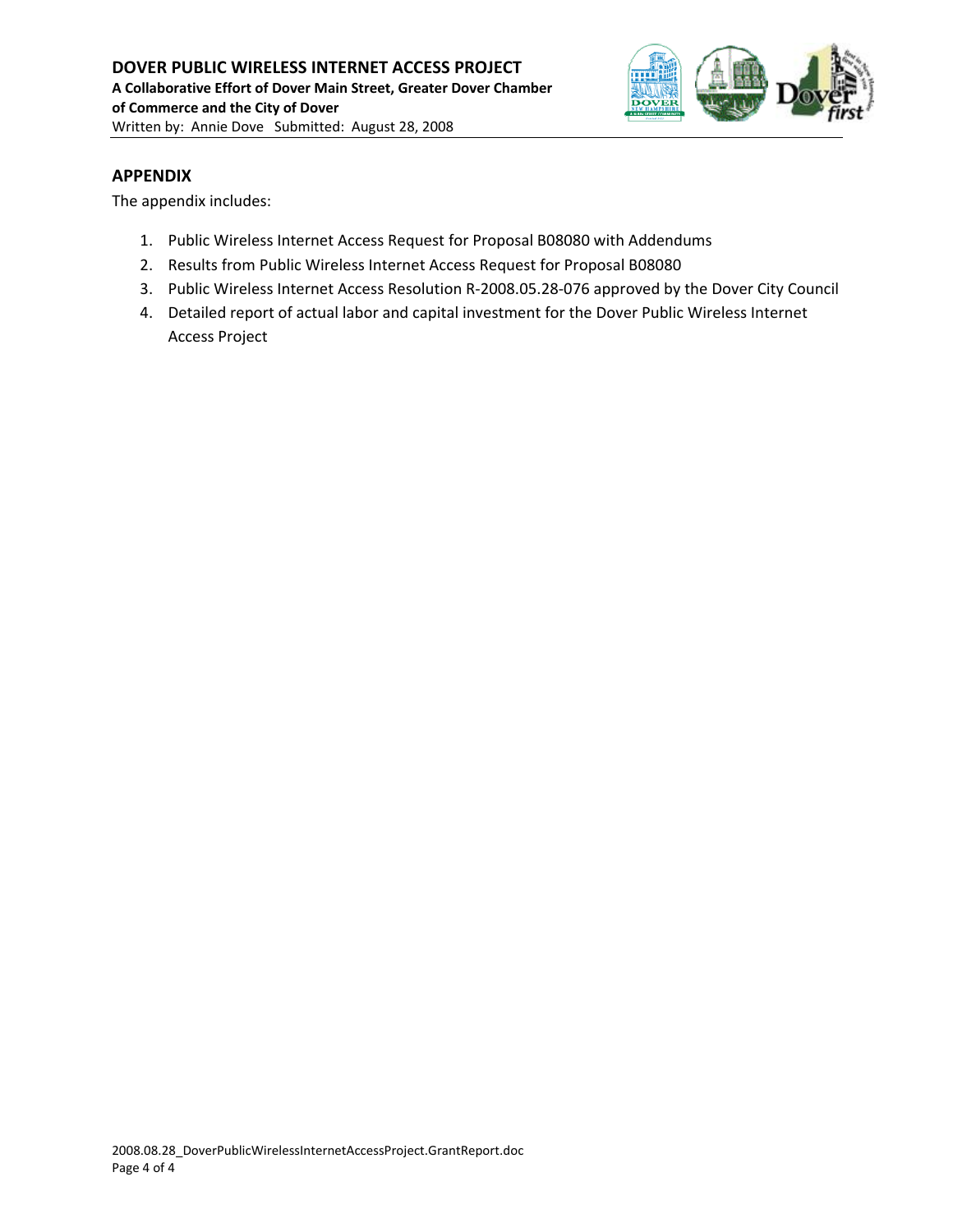## APPENDIX

The appendix includes:

1. Public Wireless Internet Access Request for Proposal B08080 with Addendums
2. Results from Public Wireless Internet Access Request for Proposal B08080
3. Public Wireless Internet Access Resolution R-2008.05.28-076 approved by the Dover City Council
4. Detailed report of actual labor and capital investment for the Dover Public Wireless Internet Access Project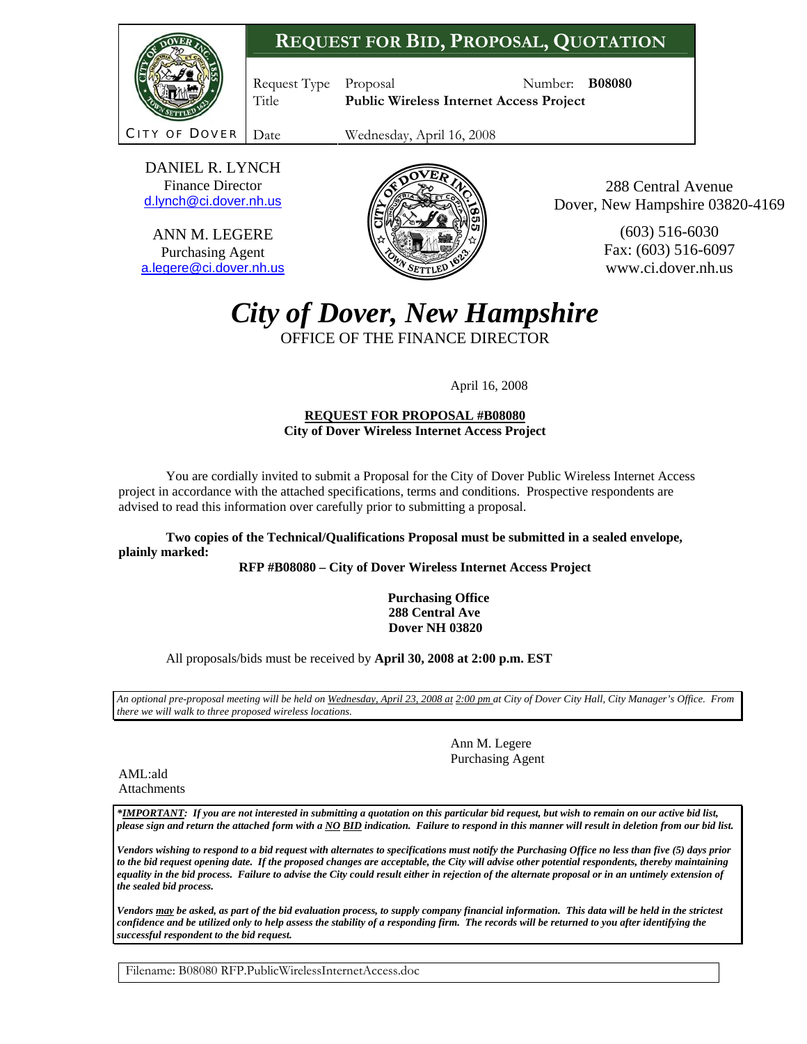## REQUEST FOR BID, PROPOSAL, QUOTATION

| | | | |
|---|---|---|---|
| Request Type | Proposal | Number: | **B08080** |
| Title | **Public Wireless Internet Access Project** | | |
| Date | Wednesday, April 16, 2008 | | |

CITY OF DOVER

DANIEL R. LYNCH
Finance Director
d.lynch@ci.dover.nh.us

ANN M. LEGERE
Purchasing Agent
a.legere@ci.dover.nh.us

288 Central Avenue
Dover, New Hampshire 03820-4169

(603) 516-6030
Fax: (603) 516-6097
www.ci.dover.nh.us

# *City of Dover, New Hampshire*

OFFICE OF THE FINANCE DIRECTOR

April 16, 2008

**REQUEST FOR PROPOSAL #B08080**
**City of Dover Wireless Internet Access Project**

You are cordially invited to submit a Proposal for the City of Dover Public Wireless Internet Access project in accordance with the attached specifications, terms and conditions. Prospective respondents are advised to read this information over carefully prior to submitting a proposal.

**Two copies of the Technical/Qualifications Proposal must be submitted in a sealed envelope, plainly marked:**

**RFP #B08080 – City of Dover Wireless Internet Access Project**

**Purchasing Office**
**288 Central Ave**
**Dover NH 03820**

All proposals/bids must be received by **April 30, 2008 at 2:00 p.m. EST**

*An optional pre-proposal meeting will be held on Wednesday, April 23, 2008 at 2:00 pm at City of Dover City Hall, City Manager's Office. From there we will walk to three proposed wireless locations.*

Ann M. Legere
Purchasing Agent

AML:ald
Attachments

***IMPORTANT**: If you are not interested in submitting a quotation on this particular bid request, but wish to remain on our active bid list, please sign and return the attached form with a NO BID indication. Failure to respond in this manner will result in deletion from our bid list.*

***Vendors wishing to respond to a bid request with alternates to specifications must notify the Purchasing Office no less than five (5) days prior to the bid request opening date. If the proposed changes are acceptable, the City will advise other potential respondents, thereby maintaining equality in the bid process. Failure to advise the City could result either in rejection of the alternate proposal or in an untimely extension of the sealed bid process.***

***Vendors may be asked, as part of the bid evaluation process, to supply company financial information. This data will be held in the strictest confidence and be utilized only to help assess the stability of a responding firm. The records will be returned to you after identifying the successful respondent to the bid request.***

Filename: B08080 RFP.PublicWirelessInternetAccess.doc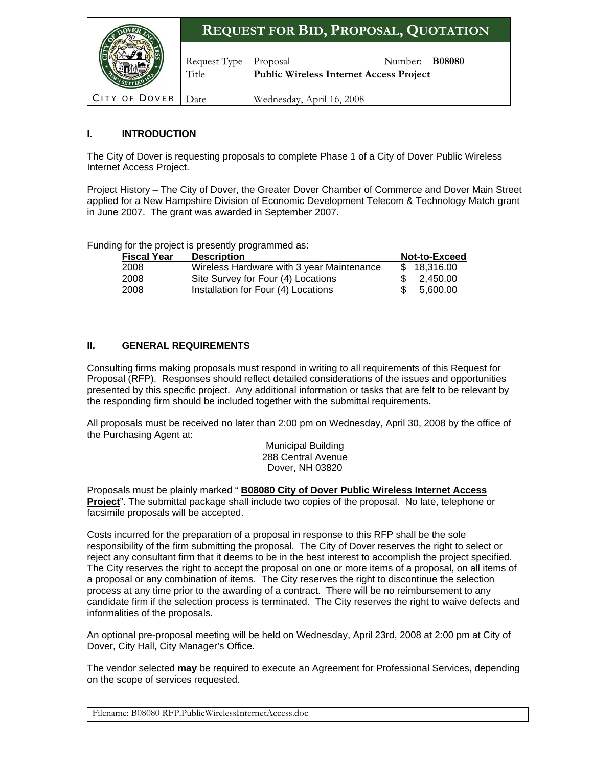# REQUEST FOR BID, PROPOSAL, QUOTATION

CITY OF DOVER

| | | | |
|---|---|---|---|
| Request Type | Proposal | Number: | **B08080** |
| Title | **Public Wireless Internet Access Project** | | |
| Date | Wednesday, April 16, 2008 | | |

## I. INTRODUCTION

The City of Dover is requesting proposals to complete Phase 1 of a City of Dover Public Wireless Internet Access Project.

Project History – The City of Dover, the Greater Dover Chamber of Commerce and Dover Main Street applied for a New Hampshire Division of Economic Development Telecom & Technology Match grant in June 2007. The grant was awarded in September 2007.

Funding for the project is presently programmed as:

| Fiscal Year | Description | Not-to-Exceed |
|---|---|---|
| 2008 | Wireless Hardware with 3 year Maintenance | $ 18,316.00 |
| 2008 | Site Survey for Four (4) Locations | $ 2,450.00 |
| 2008 | Installation for Four (4) Locations | $ 5,600.00 |

## II. GENERAL REQUIREMENTS

Consulting firms making proposals must respond in writing to all requirements of this Request for Proposal (RFP). Responses should reflect detailed considerations of the issues and opportunities presented by this specific project. Any additional information or tasks that are felt to be relevant by the responding firm should be included together with the submittal requirements.

All proposals must be received no later than 2:00 pm on Wednesday, April 30, 2008 by the office of the Purchasing Agent at:

Municipal Building
288 Central Avenue
Dover, NH 03820

Proposals must be plainly marked " **B08080 City of Dover Public Wireless Internet Access Project**". The submittal package shall include two copies of the proposal. No late, telephone or facsimile proposals will be accepted.

Costs incurred for the preparation of a proposal in response to this RFP shall be the sole responsibility of the firm submitting the proposal. The City of Dover reserves the right to select or reject any consultant firm that it deems to be in the best interest to accomplish the project specified. The City reserves the right to accept the proposal on one or more items of a proposal, on all items of a proposal or any combination of items. The City reserves the right to discontinue the selection process at any time prior to the awarding of a contract. There will be no reimbursement to any candidate firm if the selection process is terminated. The City reserves the right to waive defects and informalities of the proposals.

An optional pre-proposal meeting will be held on Wednesday, April 23rd, 2008 at 2:00 pm at City of Dover, City Hall, City Manager's Office.

The vendor selected **may** be required to execute an Agreement for Professional Services, depending on the scope of services requested.

Filename: B08080 RFP.PublicWirelessInternetAccess.doc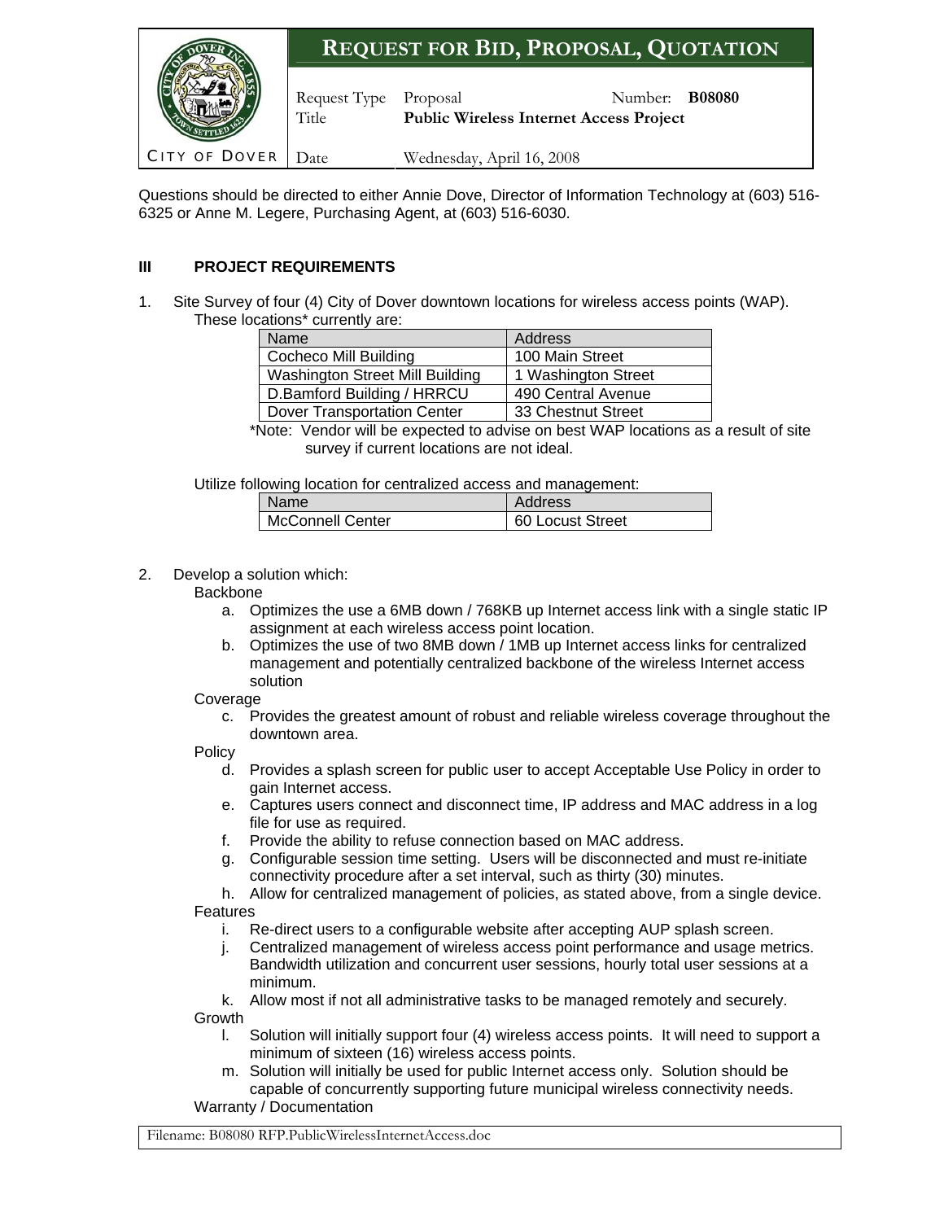Questions should be directed to either Annie Dove, Director of Information Technology at (603) 516-6325 or Anne M. Legere, Purchasing Agent, at (603) 516-6030.

## III PROJECT REQUIREMENTS

1. Site Survey of four (4) City of Dover downtown locations for wireless access points (WAP). These locations* currently are:

| Name | Address |
|---|---|
| Cocheco Mill Building | 100 Main Street |
| Washington Street Mill Building | 1 Washington Street |
| D.Bamford Building / HRRCU | 490 Central Avenue |
| Dover Transportation Center | 33 Chestnut Street |

*Note: Vendor will be expected to advise on best WAP locations as a result of site survey if current locations are not ideal.

Utilize following location for centralized access and management:

| Name | Address |
|---|---|
| McConnell Center | 60 Locust Street |

2. Develop a solution which:

Backbone

a. Optimizes the use a 6MB down / 768KB up Internet access link with a single static IP assignment at each wireless access point location.
b. Optimizes the use of two 8MB down / 1MB up Internet access links for centralized management and potentially centralized backbone of the wireless Internet access solution

Coverage

c. Provides the greatest amount of robust and reliable wireless coverage throughout the downtown area.

Policy

d. Provides a splash screen for public user to accept Acceptable Use Policy in order to gain Internet access.
e. Captures users connect and disconnect time, IP address and MAC address in a log file for use as required.
f. Provide the ability to refuse connection based on MAC address.
g. Configurable session time setting. Users will be disconnected and must re-initiate connectivity procedure after a set interval, such as thirty (30) minutes.
h. Allow for centralized management of policies, as stated above, from a single device.

Features

i. Re-direct users to a configurable website after accepting AUP splash screen.
j. Centralized management of wireless access point performance and usage metrics. Bandwidth utilization and concurrent user sessions, hourly total user sessions at a minimum.
k. Allow most if not all administrative tasks to be managed remotely and securely.

Growth

l. Solution will initially support four (4) wireless access points. It will need to support a minimum of sixteen (16) wireless access points.
m. Solution will initially be used for public Internet access only. Solution should be capable of concurrently supporting future municipal wireless connectivity needs.

Warranty / Documentation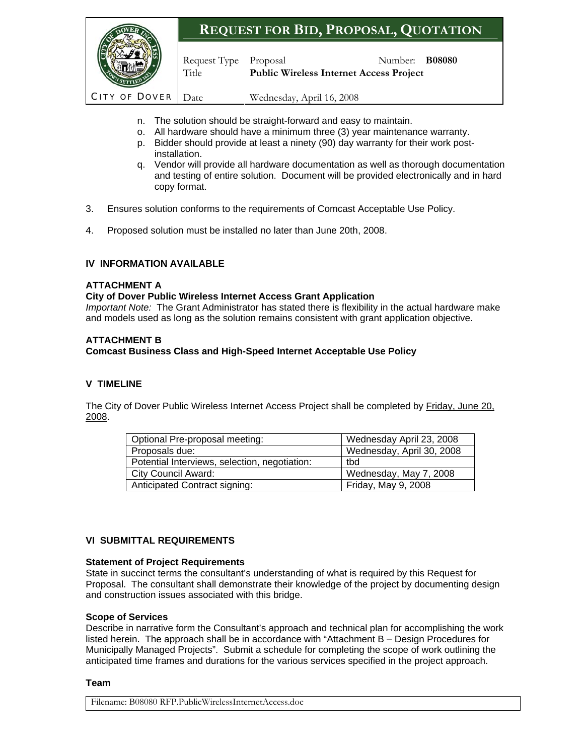n. The solution should be straight-forward and easy to maintain.
o. All hardware should have a minimum three (3) year maintenance warranty.
p. Bidder should provide at least a ninety (90) day warranty for their work post-installation.
q. Vendor will provide all hardware documentation as well as thorough documentation and testing of entire solution. Document will be provided electronically and in hard copy format.

3. Ensures solution conforms to the requirements of Comcast Acceptable Use Policy.

4. Proposed solution must be installed no later than June 20th, 2008.

## IV INFORMATION AVAILABLE

**ATTACHMENT A**
**City of Dover Public Wireless Internet Access Grant Application**
*Important Note:* The Grant Administrator has stated there is flexibility in the actual hardware make and models used as long as the solution remains consistent with grant application objective.

**ATTACHMENT B**
**Comcast Business Class and High-Speed Internet Acceptable Use Policy**

## V TIMELINE

The City of Dover Public Wireless Internet Access Project shall be completed by Friday, June 20, 2008.

| | |
|---|---|
| Optional Pre-proposal meeting: | Wednesday April 23, 2008 |
| Proposals due: | Wednesday, April 30, 2008 |
| Potential Interviews, selection, negotiation: | tbd |
| City Council Award: | Wednesday, May 7, 2008 |
| Anticipated Contract signing: | Friday, May 9, 2008 |

## VI SUBMITTAL REQUIREMENTS

**Statement of Project Requirements**
State in succinct terms the consultant's understanding of what is required by this Request for Proposal. The consultant shall demonstrate their knowledge of the project by documenting design and construction issues associated with this bridge.

**Scope of Services**
Describe in narrative form the Consultant's approach and technical plan for accomplishing the work listed herein. The approach shall be in accordance with "Attachment B – Design Procedures for Municipally Managed Projects". Submit a schedule for completing the scope of work outlining the anticipated time frames and durations for the various services specified in the project approach.

**Team**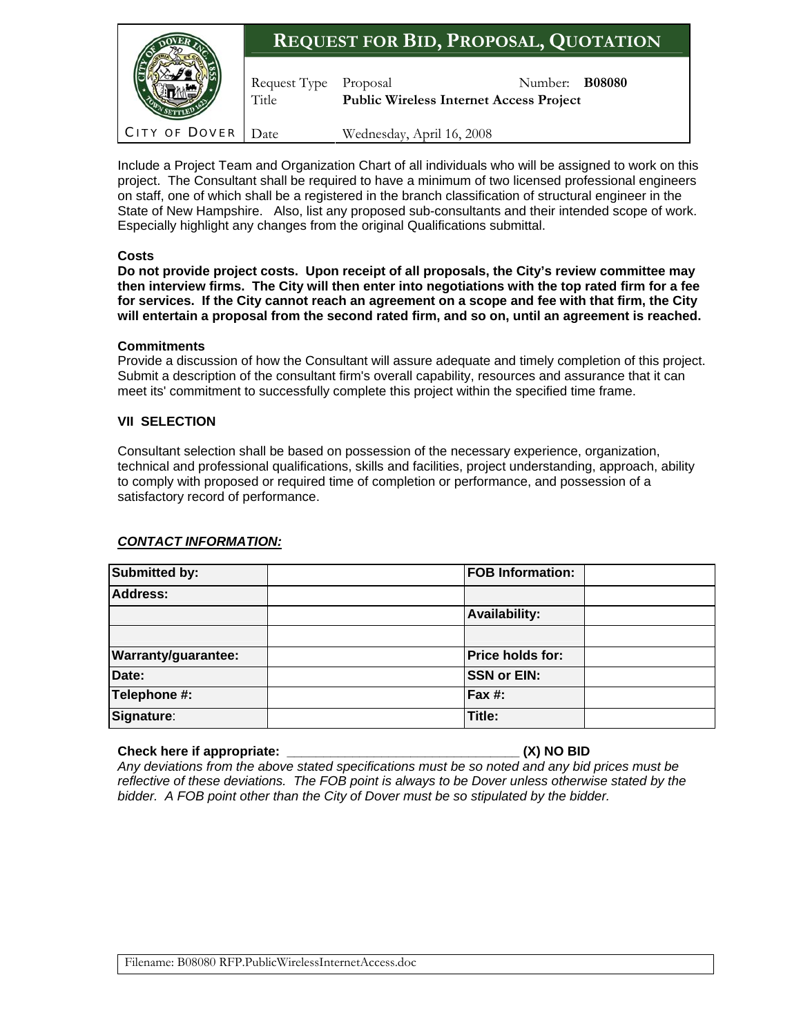Include a Project Team and Organization Chart of all individuals who will be assigned to work on this project. The Consultant shall be required to have a minimum of two licensed professional engineers on staff, one of which shall be a registered in the branch classification of structural engineer in the State of New Hampshire. Also, list any proposed sub-consultants and their intended scope of work. Especially highlight any changes from the original Qualifications submittal.

**Costs**

**Do not provide project costs. Upon receipt of all proposals, the City's review committee may then interview firms. The City will then enter into negotiations with the top rated firm for a fee for services. If the City cannot reach an agreement on a scope and fee with that firm, the City will entertain a proposal from the second rated firm, and so on, until an agreement is reached.**

**Commitments**

Provide a discussion of how the Consultant will assure adequate and timely completion of this project. Submit a description of the consultant firm's overall capability, resources and assurance that it can meet its' commitment to successfully complete this project within the specified time frame.

## VII SELECTION

Consultant selection shall be based on possession of the necessary experience, organization, technical and professional qualifications, skills and facilities, project understanding, approach, ability to comply with proposed or required time of completion or performance, and possession of a satisfactory record of performance.

***CONTACT INFORMATION:***

| | | | |
|---|---|---|---|
| **Submitted by:** | | **FOB Information:** | |
| **Address:** | | | |
| | | **Availability:** | |
| | | | |
| **Warranty/guarantee:** | | **Price holds for:** | |
| **Date:** | | **SSN or EIN:** | |
| **Telephone #:** | | **Fax #:** | |
| **Signature:** | | **Title:** | |

**Check here if appropriate: ______________________________ (X) NO BID**

*Any deviations from the above stated specifications must be so noted and any bid prices must be reflective of these deviations. The FOB point is always to be Dover unless otherwise stated by the bidder. A FOB point other than the City of Dover must be so stipulated by the bidder.*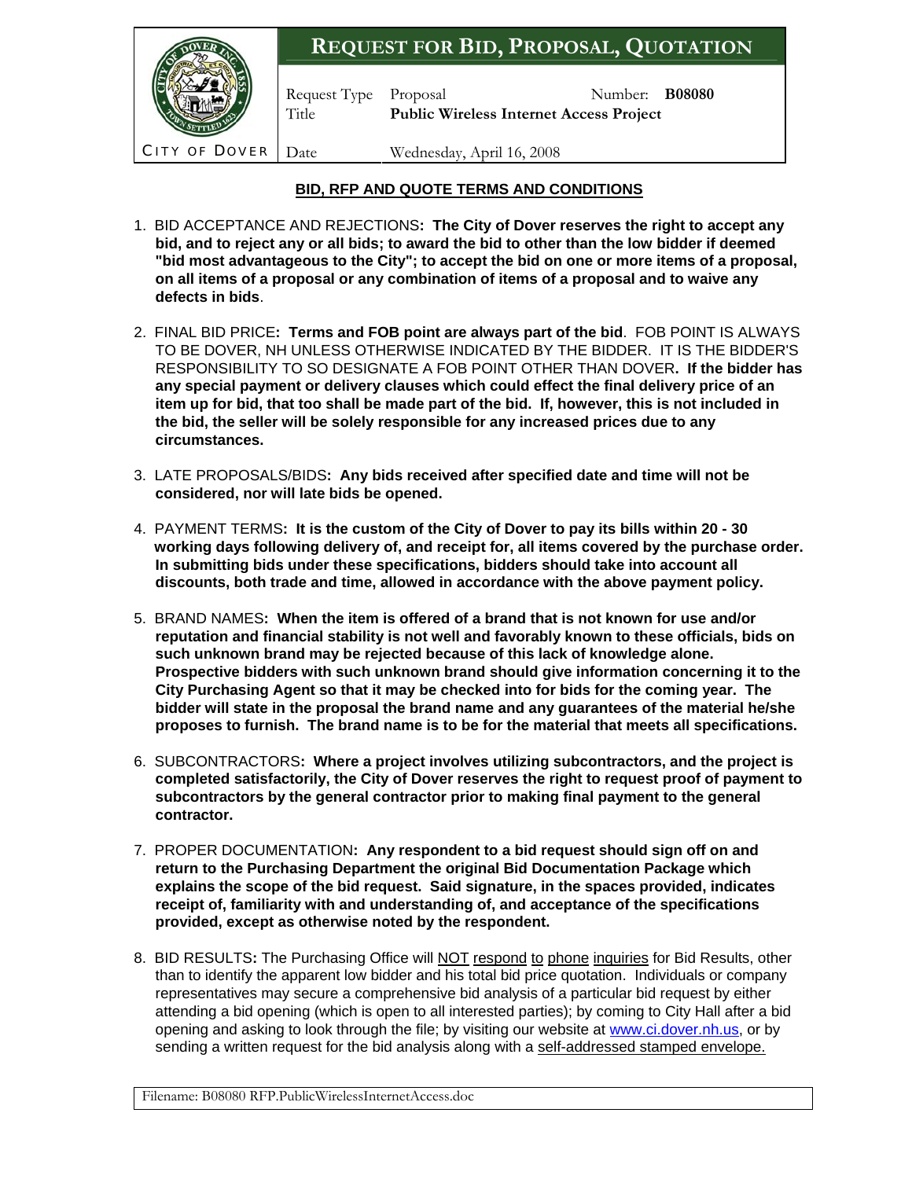# REQUEST FOR BID, PROPOSAL, QUOTATION

CITY OF DOVER

| | | | |
|---|---|---|---|
| Request Type | Proposal | Number: | **B08080** |
| Title | **Public Wireless Internet Access Project** | | |
| Date | Wednesday, April 16, 2008 | | |

## BID, RFP AND QUOTE TERMS AND CONDITIONS

1. BID ACCEPTANCE AND REJECTIONS**: The City of Dover reserves the right to accept any bid, and to reject any or all bids; to award the bid to other than the low bidder if deemed "bid most advantageous to the City"; to accept the bid on one or more items of a proposal, on all items of a proposal or any combination of items of a proposal and to waive any defects in bids**.

2. FINAL BID PRICE**: Terms and FOB point are always part of the bid**. FOB POINT IS ALWAYS TO BE DOVER, NH UNLESS OTHERWISE INDICATED BY THE BIDDER. IT IS THE BIDDER'S RESPONSIBILITY TO SO DESIGNATE A FOB POINT OTHER THAN DOVER**. If the bidder has any special payment or delivery clauses which could effect the final delivery price of an item up for bid, that too shall be made part of the bid. If, however, this is not included in the bid, the seller will be solely responsible for any increased prices due to any circumstances.**

3. LATE PROPOSALS/BIDS**: Any bids received after specified date and time will not be considered, nor will late bids be opened.**

4. PAYMENT TERMS**: It is the custom of the City of Dover to pay its bills within 20 - 30 working days following delivery of, and receipt for, all items covered by the purchase order. In submitting bids under these specifications, bidders should take into account all discounts, both trade and time, allowed in accordance with the above payment policy.**

5. BRAND NAMES**: When the item is offered of a brand that is not known for use and/or reputation and financial stability is not well and favorably known to these officials, bids on such unknown brand may be rejected because of this lack of knowledge alone. Prospective bidders with such unknown brand should give information concerning it to the City Purchasing Agent so that it may be checked into for bids for the coming year. The bidder will state in the proposal the brand name and any guarantees of the material he/she proposes to furnish. The brand name is to be for the material that meets all specifications.**

6. SUBCONTRACTORS**: Where a project involves utilizing subcontractors, and the project is completed satisfactorily, the City of Dover reserves the right to request proof of payment to subcontractors by the general contractor prior to making final payment to the general contractor.**

7. PROPER DOCUMENTATION**: Any respondent to a bid request should sign off on and return to the Purchasing Department the original Bid Documentation Package which explains the scope of the bid request. Said signature, in the spaces provided, indicates receipt of, familiarity with and understanding of, and acceptance of the specifications provided, except as otherwise noted by the respondent.**

8. BID RESULTS**:** The Purchasing Office will NOT respond to phone inquiries for Bid Results, other than to identify the apparent low bidder and his total bid price quotation. Individuals or company representatives may secure a comprehensive bid analysis of a particular bid request by either attending a bid opening (which is open to all interested parties); by coming to City Hall after a bid opening and asking to look through the file; by visiting our website at www.ci.dover.nh.us, or by sending a written request for the bid analysis along with a self-addressed stamped envelope.

Filename: B08080 RFP.PublicWirelessInternetAccess.doc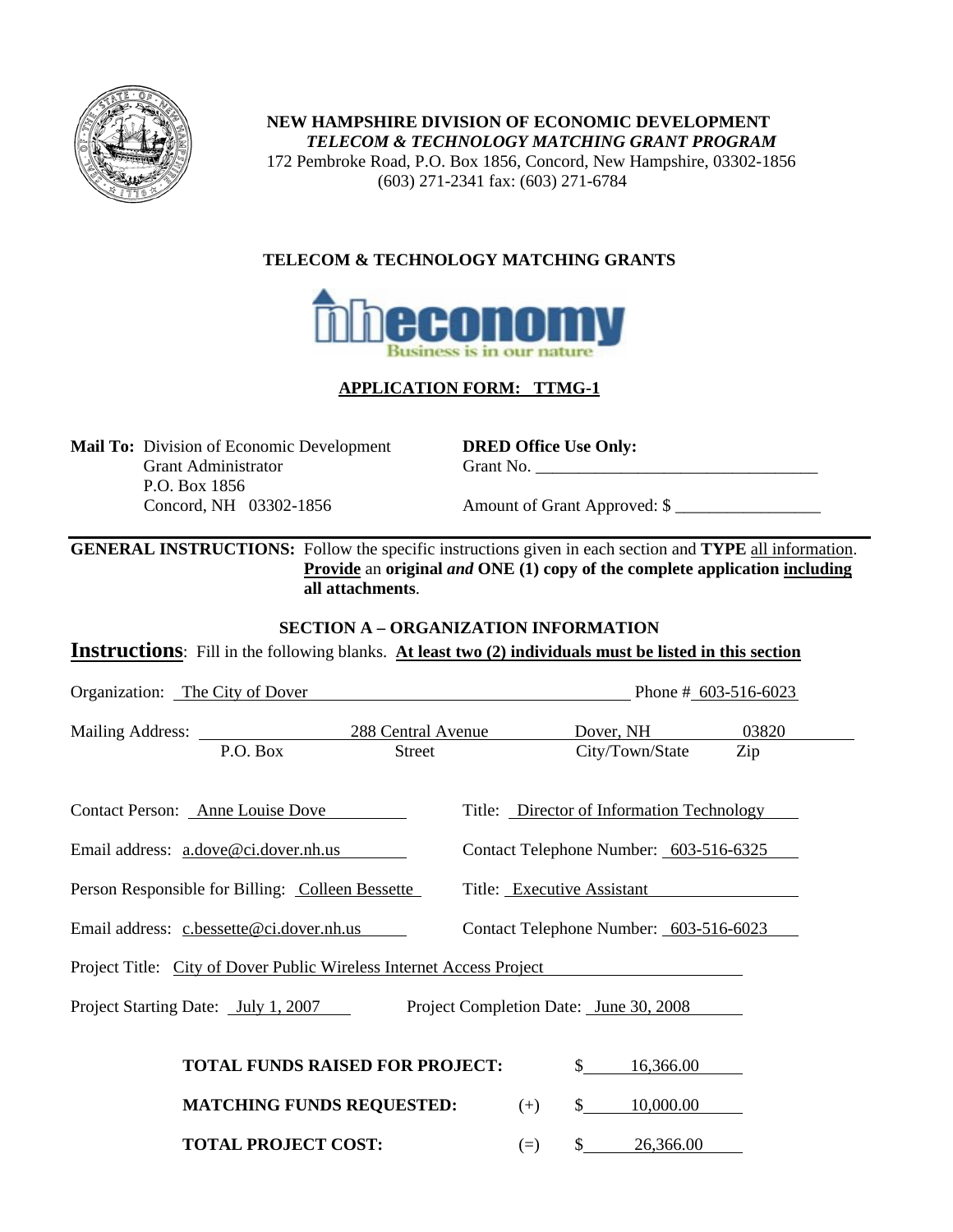**NEW HAMPSHIRE DIVISION OF ECONOMIC DEVELOPMENT**
***TELECOM & TECHNOLOGY MATCHING GRANT PROGRAM***
172 Pembroke Road, P.O. Box 1856, Concord, New Hampshire, 03302-1856
(603) 271-2341 fax: (603) 271-6784

## TELECOM & TECHNOLOGY MATCHING GRANTS

nheconomy
Business is in our nature

## APPLICATION FORM: TTMG-1

**Mail To:** Division of Economic Development
Grant Administrator
P.O. Box 1856
Concord, NH 03302-1856

**DRED Office Use Only:**
Grant No. ________________________________
Amount of Grant Approved: $ ________________

**GENERAL INSTRUCTIONS:** Follow the specific instructions given in each section and **TYPE** all information. **Provide** an **original *and* ONE (1) copy of the complete application including all attachments**.

### SECTION A – ORGANIZATION INFORMATION

**Instructions**: Fill in the following blanks. **At least two (2) individuals must be listed in this section**

Organization: The City of Dover Phone # 603-516-6023

Mailing Address: (P.O. Box) ______ (Street) 288 Central Avenue (City/Town/State) Dover, NH (Zip) 03820

Contact Person: Anne Louise Dove Title: Director of Information Technology

Email address: a.dove@ci.dover.nh.us Contact Telephone Number: 603-516-6325

Person Responsible for Billing: Colleen Bessette Title: Executive Assistant

Email address: c.bessette@ci.dover.nh.us Contact Telephone Number: 603-516-6023

Project Title: City of Dover Public Wireless Internet Access Project

Project Starting Date: July 1, 2007 Project Completion Date: June 30, 2008

| | | |
|---|---|---|
| **TOTAL FUNDS RAISED FOR PROJECT:** | | $ 16,366.00 |
| **MATCHING FUNDS REQUESTED:** | (+) | $ 10,000.00 |
| **TOTAL PROJECT COST:** | (=) | $ 26,366.00 |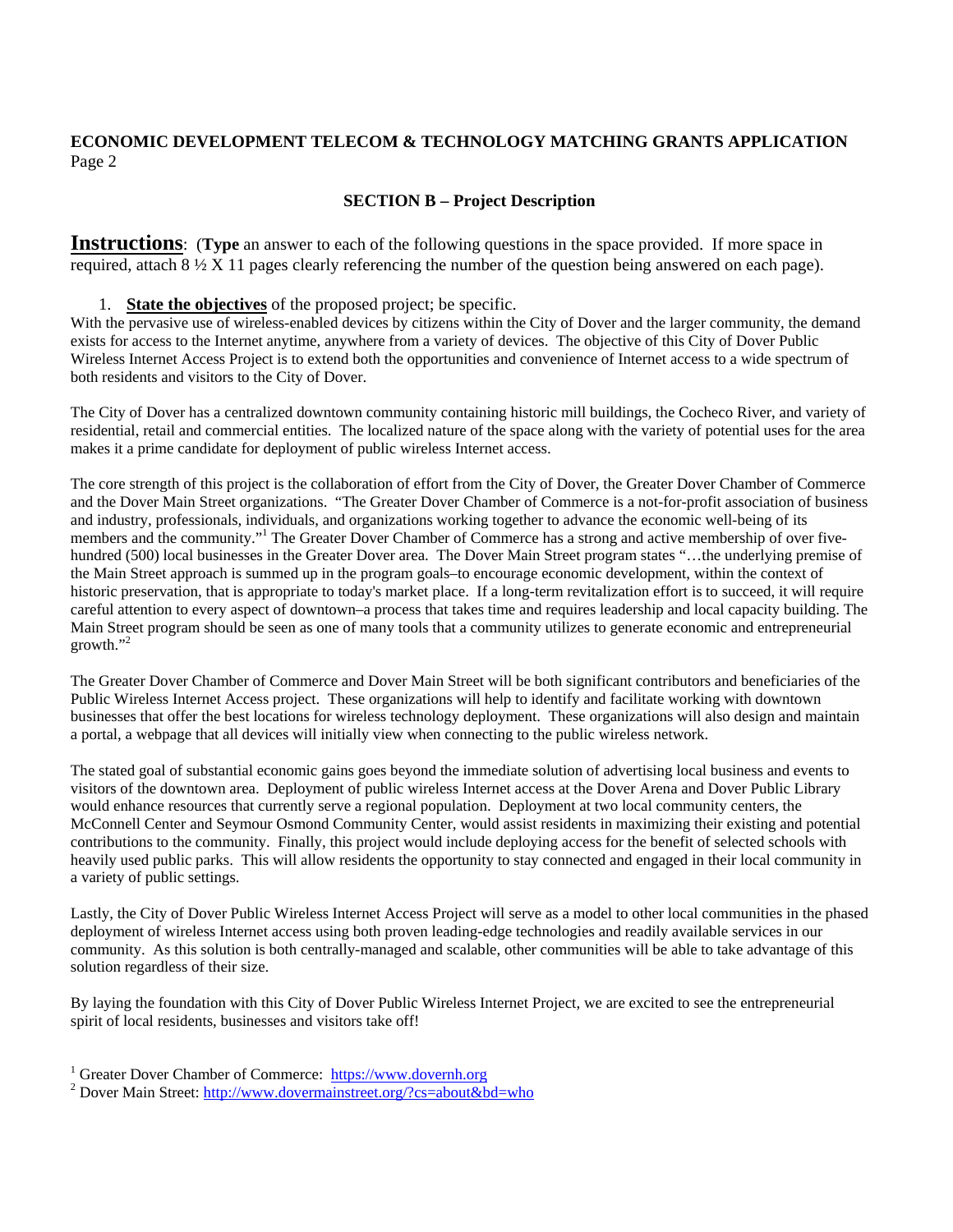**ECONOMIC DEVELOPMENT TELECOM & TECHNOLOGY MATCHING GRANTS APPLICATION**
Page 2

## SECTION B – Project Description

**Instructions**: (**Type** an answer to each of the following questions in the space provided. If more space in required, attach 8 ½ X 11 pages clearly referencing the number of the question being answered on each page).

1. **State the objectives** of the proposed project; be specific.

With the pervasive use of wireless-enabled devices by citizens within the City of Dover and the larger community, the demand exists for access to the Internet anytime, anywhere from a variety of devices. The objective of this City of Dover Public Wireless Internet Access Project is to extend both the opportunities and convenience of Internet access to a wide spectrum of both residents and visitors to the City of Dover.

The City of Dover has a centralized downtown community containing historic mill buildings, the Cocheco River, and variety of residential, retail and commercial entities. The localized nature of the space along with the variety of potential uses for the area makes it a prime candidate for deployment of public wireless Internet access.

The core strength of this project is the collaboration of effort from the City of Dover, the Greater Dover Chamber of Commerce and the Dover Main Street organizations. "The Greater Dover Chamber of Commerce is a not-for-profit association of business and industry, professionals, individuals, and organizations working together to advance the economic well-being of its members and the community."[1] The Greater Dover Chamber of Commerce has a strong and active membership of over five-hundred (500) local businesses in the Greater Dover area. The Dover Main Street program states "…the underlying premise of the Main Street approach is summed up in the program goals–to encourage economic development, within the context of historic preservation, that is appropriate to today's market place. If a long-term revitalization effort is to succeed, it will require careful attention to every aspect of downtown–a process that takes time and requires leadership and local capacity building. The Main Street program should be seen as one of many tools that a community utilizes to generate economic and entrepreneurial growth."[2]

The Greater Dover Chamber of Commerce and Dover Main Street will be both significant contributors and beneficiaries of the Public Wireless Internet Access project. These organizations will help to identify and facilitate working with downtown businesses that offer the best locations for wireless technology deployment. These organizations will also design and maintain a portal, a webpage that all devices will initially view when connecting to the public wireless network.

The stated goal of substantial economic gains goes beyond the immediate solution of advertising local business and events to visitors of the downtown area. Deployment of public wireless Internet access at the Dover Arena and Dover Public Library would enhance resources that currently serve a regional population. Deployment at two local community centers, the McConnell Center and Seymour Osmond Community Center, would assist residents in maximizing their existing and potential contributions to the community. Finally, this project would include deploying access for the benefit of selected schools with heavily used public parks. This will allow residents the opportunity to stay connected and engaged in their local community in a variety of public settings.

Lastly, the City of Dover Public Wireless Internet Access Project will serve as a model to other local communities in the phased deployment of wireless Internet access using both proven leading-edge technologies and readily available services in our community. As this solution is both centrally-managed and scalable, other communities will be able to take advantage of this solution regardless of their size.

By laying the foundation with this City of Dover Public Wireless Internet Project, we are excited to see the entrepreneurial spirit of local residents, businesses and visitors take off!

[1] Greater Dover Chamber of Commerce: https://www.dovernh.org
[2] Dover Main Street: http://www.dovermainstreet.org/?cs=about&bd=who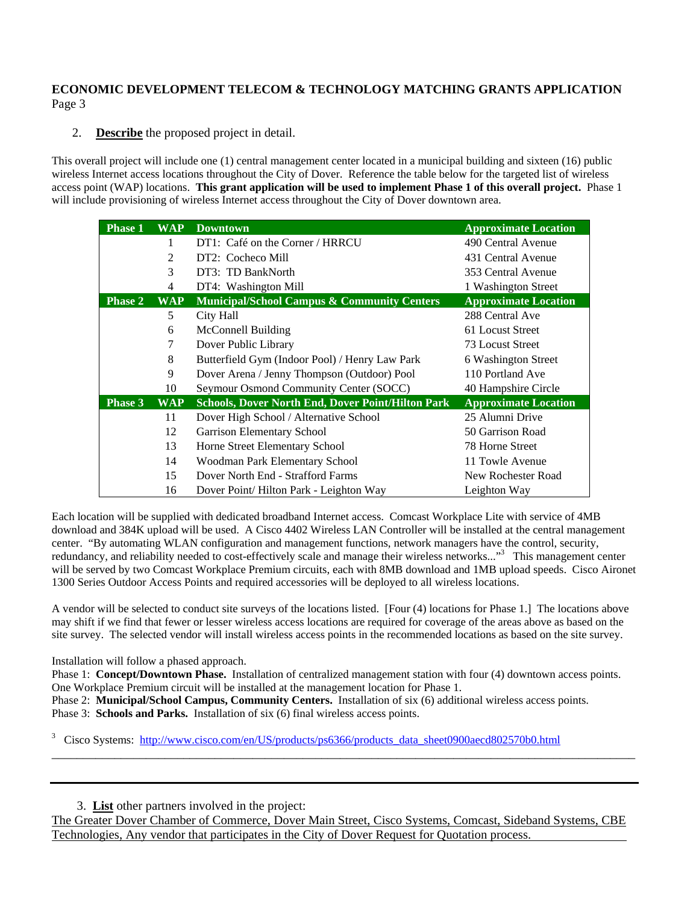**ECONOMIC DEVELOPMENT TELECOM & TECHNOLOGY MATCHING GRANTS APPLICATION**
Page 3

2. **Describe** the proposed project in detail.

This overall project will include one (1) central management center located in a municipal building and sixteen (16) public wireless Internet access locations throughout the City of Dover. Reference the table below for the targeted list of wireless access point (WAP) locations. **This grant application will be used to implement Phase 1 of this overall project.** Phase 1 will include provisioning of wireless Internet access throughout the City of Dover downtown area.

| Phase 1 | WAP | Downtown | Approximate Location |
|---|---|---|---|
| | 1 | DT1: Café on the Corner / HRRCU | 490 Central Avenue |
| | 2 | DT2: Cocheco Mill | 431 Central Avenue |
| | 3 | DT3: TD BankNorth | 353 Central Avenue |
| | 4 | DT4: Washington Mill | 1 Washington Street |
| **Phase 2** | **WAP** | **Municipal/School Campus & Community Centers** | **Approximate Location** |
| | 5 | City Hall | 288 Central Ave |
| | 6 | McConnell Building | 61 Locust Street |
| | 7 | Dover Public Library | 73 Locust Street |
| | 8 | Butterfield Gym (Indoor Pool) / Henry Law Park | 6 Washington Street |
| | 9 | Dover Arena / Jenny Thompson (Outdoor) Pool | 110 Portland Ave |
| | 10 | Seymour Osmond Community Center (SOCC) | 40 Hampshire Circle |
| **Phase 3** | **WAP** | **Schools, Dover North End, Dover Point/Hilton Park** | **Approximate Location** |
| | 11 | Dover High School / Alternative School | 25 Alumni Drive |
| | 12 | Garrison Elementary School | 50 Garrison Road |
| | 13 | Horne Street Elementary School | 78 Horne Street |
| | 14 | Woodman Park Elementary School | 11 Towle Avenue |
| | 15 | Dover North End - Strafford Farms | New Rochester Road |
| | 16 | Dover Point/ Hilton Park - Leighton Way | Leighton Way |

Each location will be supplied with dedicated broadband Internet access. Comcast Workplace Lite with service of 4MB download and 384K upload will be used. A Cisco 4402 Wireless LAN Controller will be installed at the central management center. "By automating WLAN configuration and management functions, network managers have the control, security, redundancy, and reliability needed to cost-effectively scale and manage their wireless networks..."[3] This management center will be served by two Comcast Workplace Premium circuits, each with 8MB download and 1MB upload speeds. Cisco Aironet 1300 Series Outdoor Access Points and required accessories will be deployed to all wireless locations.

A vendor will be selected to conduct site surveys of the locations listed. [Four (4) locations for Phase 1.] The locations above may shift if we find that fewer or lesser wireless access locations are required for coverage of the areas above as based on the site survey. The selected vendor will install wireless access points in the recommended locations as based on the site survey.

Installation will follow a phased approach.
Phase 1: **Concept/Downtown Phase.** Installation of centralized management station with four (4) downtown access points. One Workplace Premium circuit will be installed at the management location for Phase 1.
Phase 2: **Municipal/School Campus, Community Centers.** Installation of six (6) additional wireless access points.
Phase 3: **Schools and Parks.** Installation of six (6) final wireless access points.

[3] Cisco Systems: http://www.cisco.com/en/US/products/ps6366/products_data_sheet0900aecd802570b0.html

---

3. **List** other partners involved in the project:
The Greater Dover Chamber of Commerce, Dover Main Street, Cisco Systems, Comcast, Sideband Systems, CBE Technologies, Any vendor that participates in the City of Dover Request for Quotation process.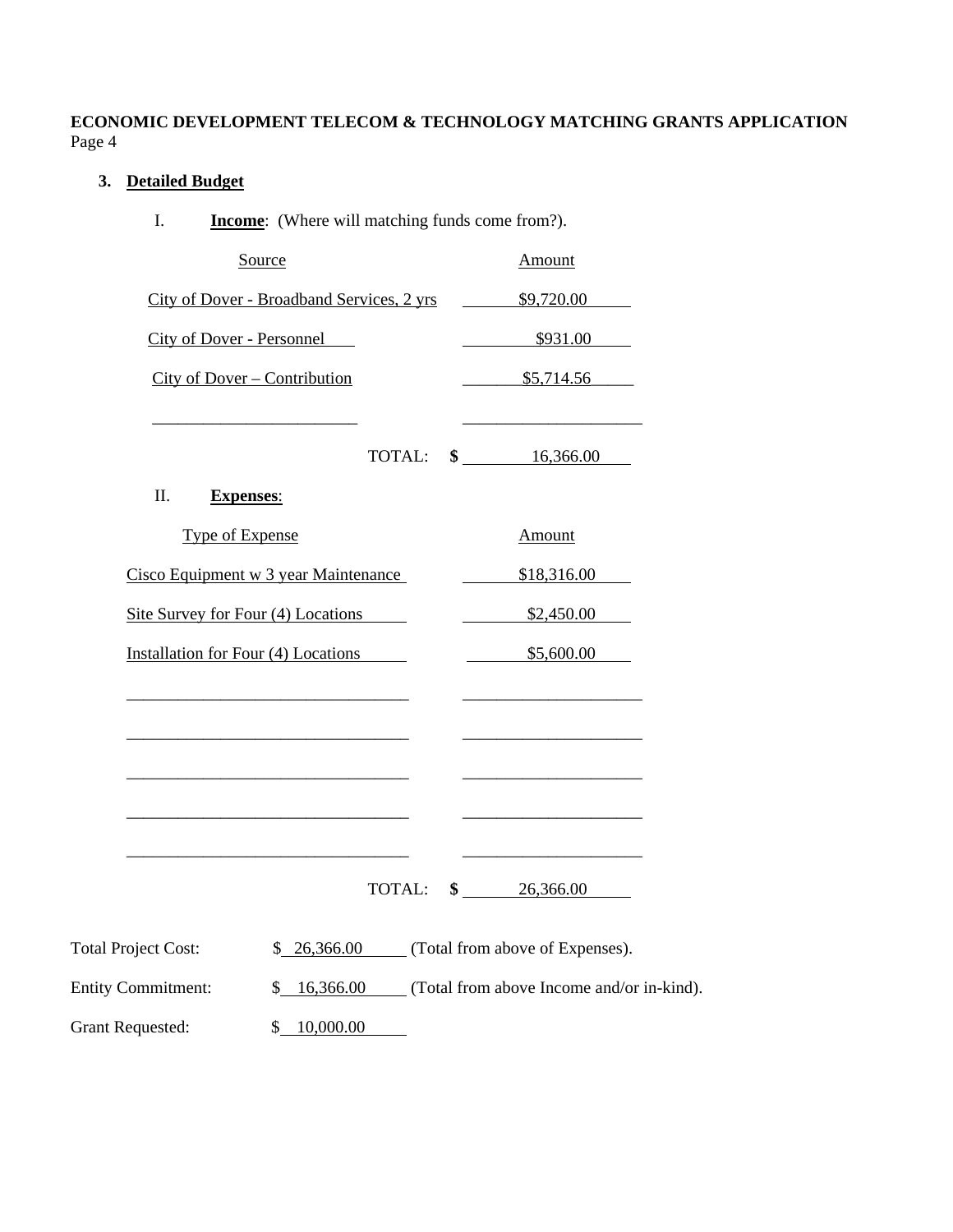**ECONOMIC DEVELOPMENT TELECOM & TECHNOLOGY MATCHING GRANTS APPLICATION**
Page 4

3. **Detailed Budget**

I. **Income**: (Where will matching funds come from?).

| Source | Amount |
|---|---|
| City of Dover - Broadband Services, 2 yrs | $9,720.00 |
| City of Dover - Personnel | $931.00 |
| City of Dover – Contribution | $5,714.56 |
| | |
| TOTAL: | **$** 16,366.00 |

II. **Expenses**:

| Type of Expense | Amount |
|---|---|
| Cisco Equipment w 3 year Maintenance | $18,316.00 |
| Site Survey for Four (4) Locations | $2,450.00 |
| Installation for Four (4) Locations | $5,600.00 |
| | |
| | |
| | |
| | |
| | |
| TOTAL: | **$** 26,366.00 |

Total Project Cost: $ 26,366.00 (Total from above of Expenses).

Entity Commitment: $ 16,366.00 (Total from above Income and/or in-kind).

Grant Requested: $ 10,000.00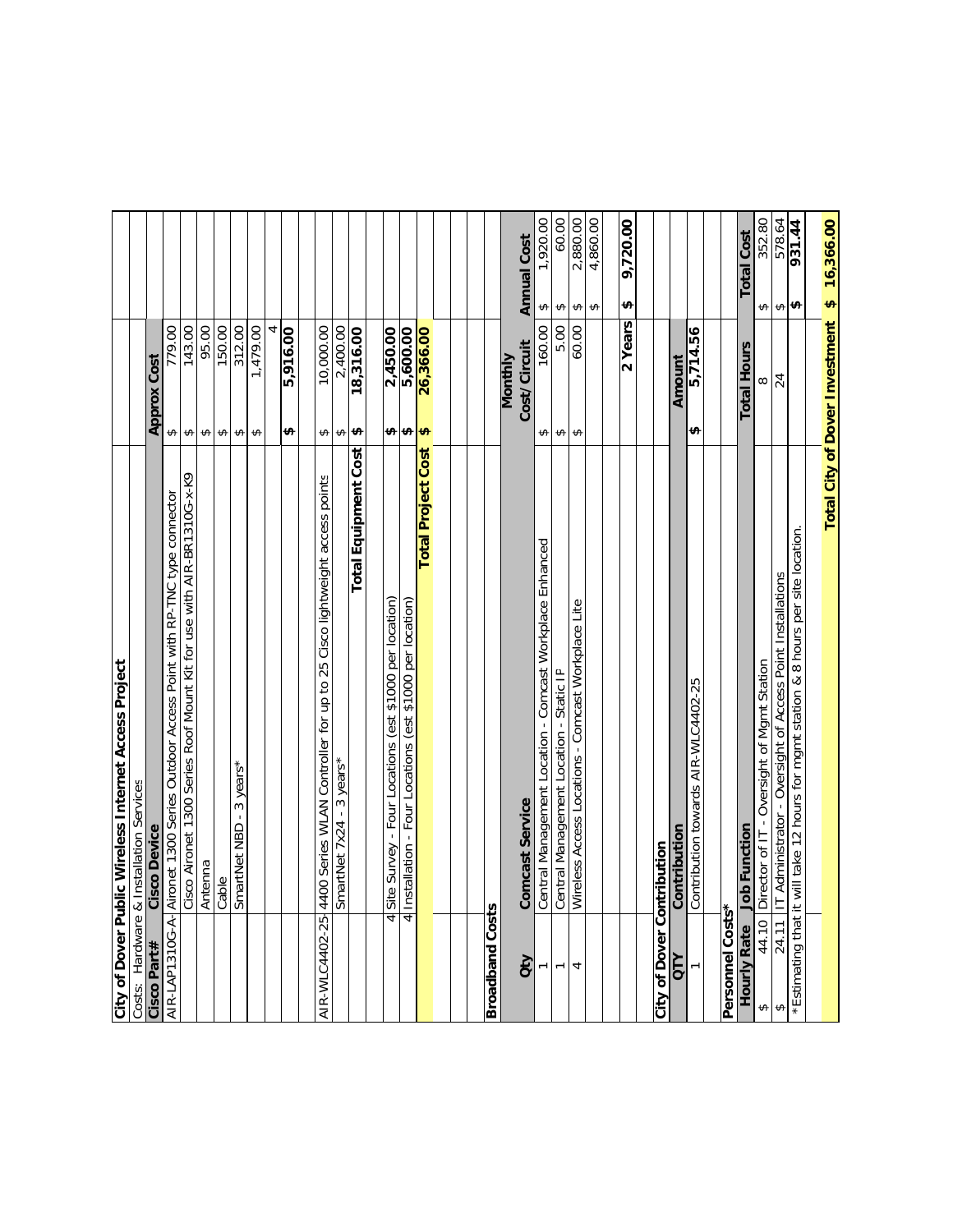## City of Dover Public Wireless Internet Access Project

Costs: Hardware & Installation Services

| Cisco Part# | Cisco Device | Approx Cost |
|---|---|---|
| AIR-LAP1310G-A- | Aironet 1300 Series Outdoor Access Point with RP-TNC type connector | $ 779.00 |
| | Cisco Aironet 1300 Series Roof Mount Kit for use with AIR-BR1310G-x-K9 | $ 143.00 |
| | Antenna | $ 95.00 |
| | Cable | $ 150.00 |
| | SmartNet NBD - 3 years* | $ 312.00 |
| | | $ 1,479.00 |
| | | 4 |
| | | **$ 5,916.00** |
| | | |
| AIR-WLC4402-25- | 4400 Series WLAN Controller for up to 25 Cisco lightweight access points | $ 10,000.00 |
| | SmartNet 7x24 - 3 years* | $ 2,400.00 |
| | **Total Equipment Cost** | **$ 18,316.00** |
| | | |
| 4 | Site Survey - Four Locations (est $1000 per location) | **$ 2,450.00** |
| 4 | Installation - Four Locations (est $1000 per location) | **$ 5,600.00** |
| | **Total Project Cost** | **$ 26,366.00** |

### Broadband Costs

| Qty | Comcast Service | Monthly Cost/ Circuit | Annual Cost |
|---|---|---|---|
| 1 | Central Management Location - Comcast Workplace Enhanced | $ 160.00 | $ 1,920.00 |
| 1 | Central Management Location - Static IP | $ 5.00 | $ 60.00 |
| 4 | Wireless Access Locations - Comcast Workplace Lite | $ 60.00 | $ 2,880.00 |
| | | | $ 4,860.00 |
| | | **2 Years** | **$ 9,720.00** |

### City of Dover Contribution

| QTY | Contribution | Amount |
|---|---|---|
| 1 | Contribution towards AIR-WLC4402-25 | **$ 5,714.56** |

### Personnel Costs*

| Hourly Rate | Job Function | Total Hours | Total Cost |
|---|---|---|---|
| $ 44.10 | Director of IT - Oversight of Mgmt Station | 8 | $ 352.80 |
| $ 24.11 | IT Administrator - Oversight of Access Point Installations | 24 | $ 578.64 |
| | | | **$ 931.44** |

*Estimating that it will take 12 hours for mgmt station & 8 hours per site location.

**Total City of Dover Investment $ 16,366.00**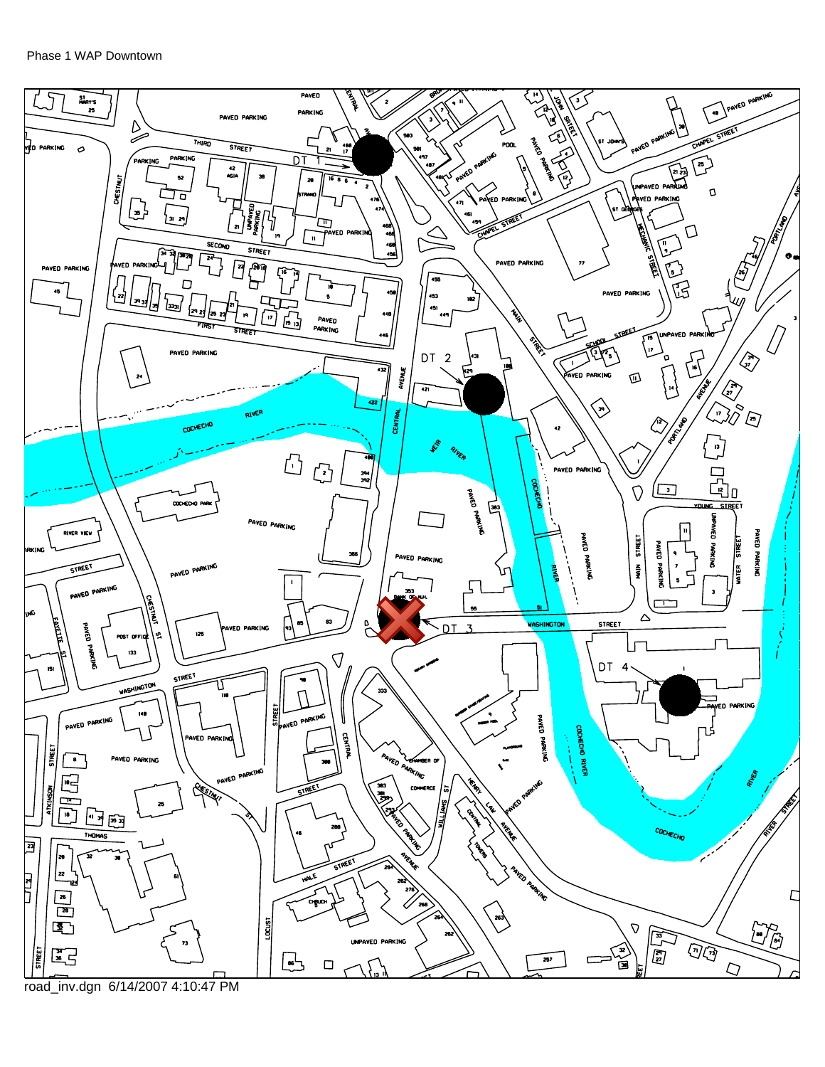Phase 1 WAP Downtown

road_inv.dgn 6/14/2007 4:10:47 PM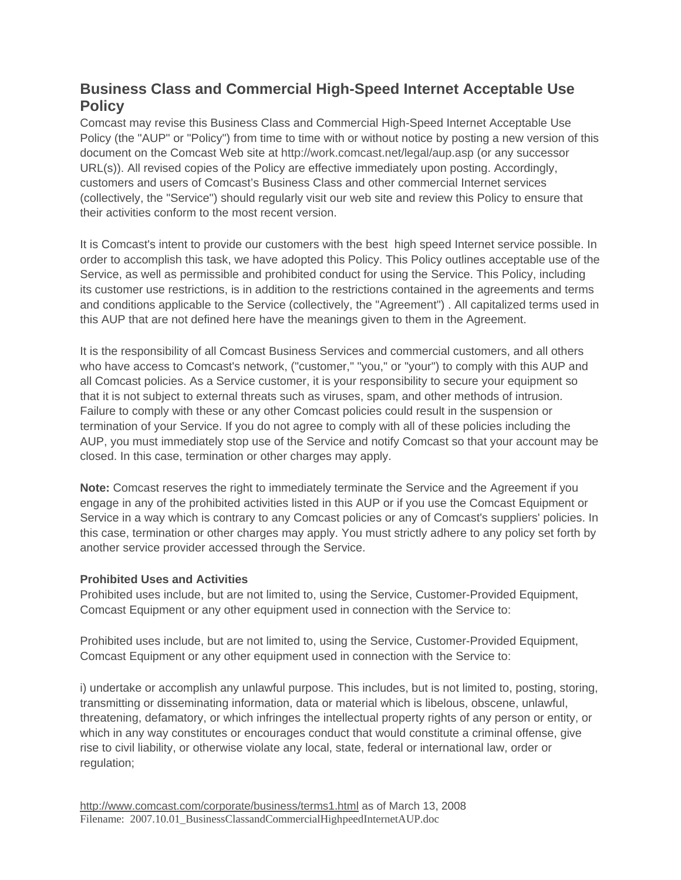# Business Class and Commercial High-Speed Internet Acceptable Use Policy

Comcast may revise this Business Class and Commercial High-Speed Internet Acceptable Use Policy (the "AUP" or "Policy") from time to time with or without notice by posting a new version of this document on the Comcast Web site at http://work.comcast.net/legal/aup.asp (or any successor URL(s)). All revised copies of the Policy are effective immediately upon posting. Accordingly, customers and users of Comcast's Business Class and other commercial Internet services (collectively, the "Service") should regularly visit our web site and review this Policy to ensure that their activities conform to the most recent version.

It is Comcast's intent to provide our customers with the best high speed Internet service possible. In order to accomplish this task, we have adopted this Policy. This Policy outlines acceptable use of the Service, as well as permissible and prohibited conduct for using the Service. This Policy, including its customer use restrictions, is in addition to the restrictions contained in the agreements and terms and conditions applicable to the Service (collectively, the "Agreement") . All capitalized terms used in this AUP that are not defined here have the meanings given to them in the Agreement.

It is the responsibility of all Comcast Business Services and commercial customers, and all others who have access to Comcast's network, ("customer," "you," or "your") to comply with this AUP and all Comcast policies. As a Service customer, it is your responsibility to secure your equipment so that it is not subject to external threats such as viruses, spam, and other methods of intrusion. Failure to comply with these or any other Comcast policies could result in the suspension or termination of your Service. If you do not agree to comply with all of these policies including the AUP, you must immediately stop use of the Service and notify Comcast so that your account may be closed. In this case, termination or other charges may apply.

**Note:** Comcast reserves the right to immediately terminate the Service and the Agreement if you engage in any of the prohibited activities listed in this AUP or if you use the Comcast Equipment or Service in a way which is contrary to any Comcast policies or any of Comcast's suppliers' policies. In this case, termination or other charges may apply. You must strictly adhere to any policy set forth by another service provider accessed through the Service.

**Prohibited Uses and Activities**

Prohibited uses include, but are not limited to, using the Service, Customer-Provided Equipment, Comcast Equipment or any other equipment used in connection with the Service to:

Prohibited uses include, but are not limited to, using the Service, Customer-Provided Equipment, Comcast Equipment or any other equipment used in connection with the Service to:

i) undertake or accomplish any unlawful purpose. This includes, but is not limited to, posting, storing, transmitting or disseminating information, data or material which is libelous, obscene, unlawful, threatening, defamatory, or which infringes the intellectual property rights of any person or entity, or which in any way constitutes or encourages conduct that would constitute a criminal offense, give rise to civil liability, or otherwise violate any local, state, federal or international law, order or regulation;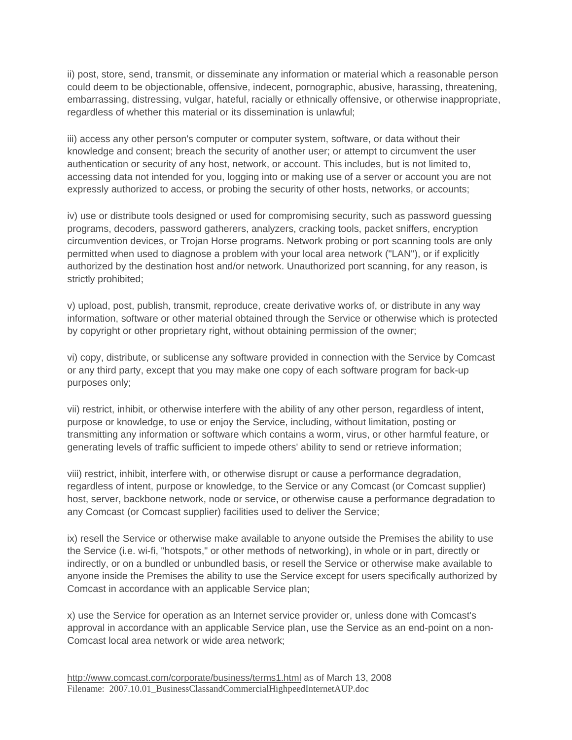ii) post, store, send, transmit, or disseminate any information or material which a reasonable person could deem to be objectionable, offensive, indecent, pornographic, abusive, harassing, threatening, embarrassing, distressing, vulgar, hateful, racially or ethnically offensive, or otherwise inappropriate, regardless of whether this material or its dissemination is unlawful;

iii) access any other person's computer or computer system, software, or data without their knowledge and consent; breach the security of another user; or attempt to circumvent the user authentication or security of any host, network, or account. This includes, but is not limited to, accessing data not intended for you, logging into or making use of a server or account you are not expressly authorized to access, or probing the security of other hosts, networks, or accounts;

iv) use or distribute tools designed or used for compromising security, such as password guessing programs, decoders, password gatherers, analyzers, cracking tools, packet sniffers, encryption circumvention devices, or Trojan Horse programs. Network probing or port scanning tools are only permitted when used to diagnose a problem with your local area network ("LAN"), or if explicitly authorized by the destination host and/or network. Unauthorized port scanning, for any reason, is strictly prohibited;

v) upload, post, publish, transmit, reproduce, create derivative works of, or distribute in any way information, software or other material obtained through the Service or otherwise which is protected by copyright or other proprietary right, without obtaining permission of the owner;

vi) copy, distribute, or sublicense any software provided in connection with the Service by Comcast or any third party, except that you may make one copy of each software program for back-up purposes only;

vii) restrict, inhibit, or otherwise interfere with the ability of any other person, regardless of intent, purpose or knowledge, to use or enjoy the Service, including, without limitation, posting or transmitting any information or software which contains a worm, virus, or other harmful feature, or generating levels of traffic sufficient to impede others' ability to send or retrieve information;

viii) restrict, inhibit, interfere with, or otherwise disrupt or cause a performance degradation, regardless of intent, purpose or knowledge, to the Service or any Comcast (or Comcast supplier) host, server, backbone network, node or service, or otherwise cause a performance degradation to any Comcast (or Comcast supplier) facilities used to deliver the Service;

ix) resell the Service or otherwise make available to anyone outside the Premises the ability to use the Service (i.e. wi-fi, "hotspots," or other methods of networking), in whole or in part, directly or indirectly, or on a bundled or unbundled basis, or resell the Service or otherwise make available to anyone inside the Premises the ability to use the Service except for users specifically authorized by Comcast in accordance with an applicable Service plan;

x) use the Service for operation as an Internet service provider or, unless done with Comcast's approval in accordance with an applicable Service plan, use the Service as an end-point on a non-Comcast local area network or wide area network;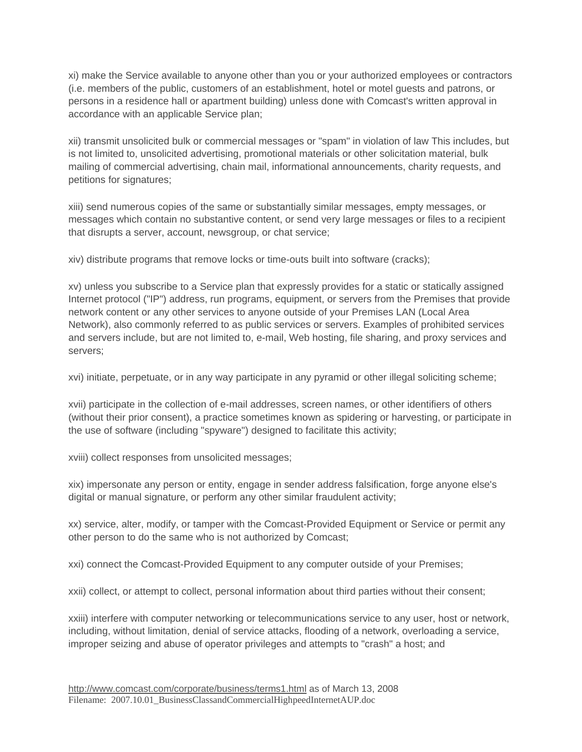xi) make the Service available to anyone other than you or your authorized employees or contractors (i.e. members of the public, customers of an establishment, hotel or motel guests and patrons, or persons in a residence hall or apartment building) unless done with Comcast's written approval in accordance with an applicable Service plan;

xii) transmit unsolicited bulk or commercial messages or "spam" in violation of law This includes, but is not limited to, unsolicited advertising, promotional materials or other solicitation material, bulk mailing of commercial advertising, chain mail, informational announcements, charity requests, and petitions for signatures;

xiii) send numerous copies of the same or substantially similar messages, empty messages, or messages which contain no substantive content, or send very large messages or files to a recipient that disrupts a server, account, newsgroup, or chat service;

xiv) distribute programs that remove locks or time-outs built into software (cracks);

xv) unless you subscribe to a Service plan that expressly provides for a static or statically assigned Internet protocol ("IP") address, run programs, equipment, or servers from the Premises that provide network content or any other services to anyone outside of your Premises LAN (Local Area Network), also commonly referred to as public services or servers. Examples of prohibited services and servers include, but are not limited to, e-mail, Web hosting, file sharing, and proxy services and servers;

xvi) initiate, perpetuate, or in any way participate in any pyramid or other illegal soliciting scheme;

xvii) participate in the collection of e-mail addresses, screen names, or other identifiers of others (without their prior consent), a practice sometimes known as spidering or harvesting, or participate in the use of software (including "spyware") designed to facilitate this activity;

xviii) collect responses from unsolicited messages;

xix) impersonate any person or entity, engage in sender address falsification, forge anyone else's digital or manual signature, or perform any other similar fraudulent activity;

xx) service, alter, modify, or tamper with the Comcast-Provided Equipment or Service or permit any other person to do the same who is not authorized by Comcast;

xxi) connect the Comcast-Provided Equipment to any computer outside of your Premises;

xxii) collect, or attempt to collect, personal information about third parties without their consent;

xxiii) interfere with computer networking or telecommunications service to any user, host or network, including, without limitation, denial of service attacks, flooding of a network, overloading a service, improper seizing and abuse of operator privileges and attempts to "crash" a host; and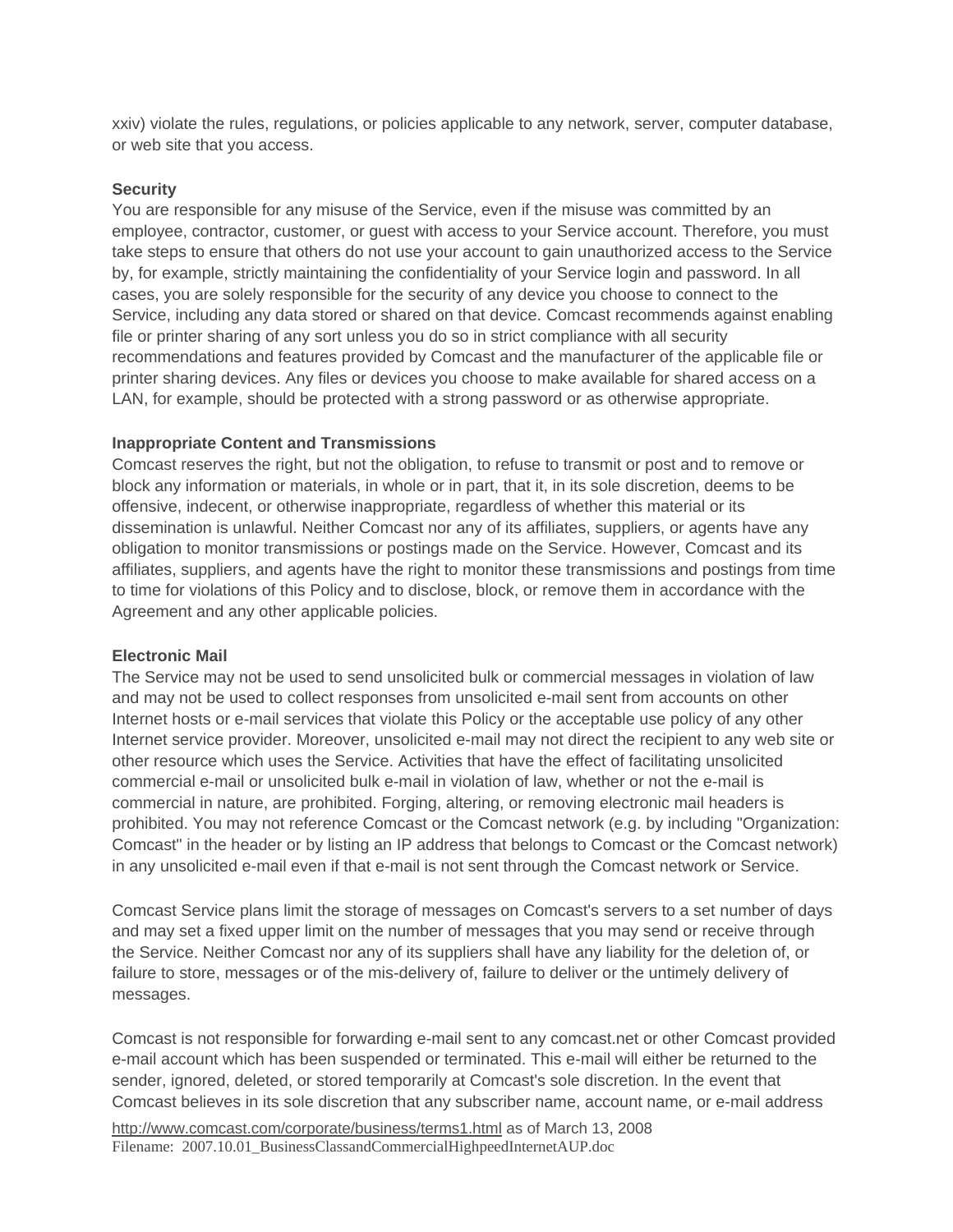xxiv) violate the rules, regulations, or policies applicable to any network, server, computer database, or web site that you access.

**Security**
You are responsible for any misuse of the Service, even if the misuse was committed by an employee, contractor, customer, or guest with access to your Service account. Therefore, you must take steps to ensure that others do not use your account to gain unauthorized access to the Service by, for example, strictly maintaining the confidentiality of your Service login and password. In all cases, you are solely responsible for the security of any device you choose to connect to the Service, including any data stored or shared on that device. Comcast recommends against enabling file or printer sharing of any sort unless you do so in strict compliance with all security recommendations and features provided by Comcast and the manufacturer of the applicable file or printer sharing devices. Any files or devices you choose to make available for shared access on a LAN, for example, should be protected with a strong password or as otherwise appropriate.

**Inappropriate Content and Transmissions**
Comcast reserves the right, but not the obligation, to refuse to transmit or post and to remove or block any information or materials, in whole or in part, that it, in its sole discretion, deems to be offensive, indecent, or otherwise inappropriate, regardless of whether this material or its dissemination is unlawful. Neither Comcast nor any of its affiliates, suppliers, or agents have any obligation to monitor transmissions or postings made on the Service. However, Comcast and its affiliates, suppliers, and agents have the right to monitor these transmissions and postings from time to time for violations of this Policy and to disclose, block, or remove them in accordance with the Agreement and any other applicable policies.

**Electronic Mail**
The Service may not be used to send unsolicited bulk or commercial messages in violation of law and may not be used to collect responses from unsolicited e-mail sent from accounts on other Internet hosts or e-mail services that violate this Policy or the acceptable use policy of any other Internet service provider. Moreover, unsolicited e-mail may not direct the recipient to any web site or other resource which uses the Service. Activities that have the effect of facilitating unsolicited commercial e-mail or unsolicited bulk e-mail in violation of law, whether or not the e-mail is commercial in nature, are prohibited. Forging, altering, or removing electronic mail headers is prohibited. You may not reference Comcast or the Comcast network (e.g. by including "Organization: Comcast" in the header or by listing an IP address that belongs to Comcast or the Comcast network) in any unsolicited e-mail even if that e-mail is not sent through the Comcast network or Service.

Comcast Service plans limit the storage of messages on Comcast's servers to a set number of days and may set a fixed upper limit on the number of messages that you may send or receive through the Service. Neither Comcast nor any of its suppliers shall have any liability for the deletion of, or failure to store, messages or of the mis-delivery of, failure to deliver or the untimely delivery of messages.

Comcast is not responsible for forwarding e-mail sent to any comcast.net or other Comcast provided e-mail account which has been suspended or terminated. This e-mail will either be returned to the sender, ignored, deleted, or stored temporarily at Comcast's sole discretion. In the event that Comcast believes in its sole discretion that any subscriber name, account name, or e-mail address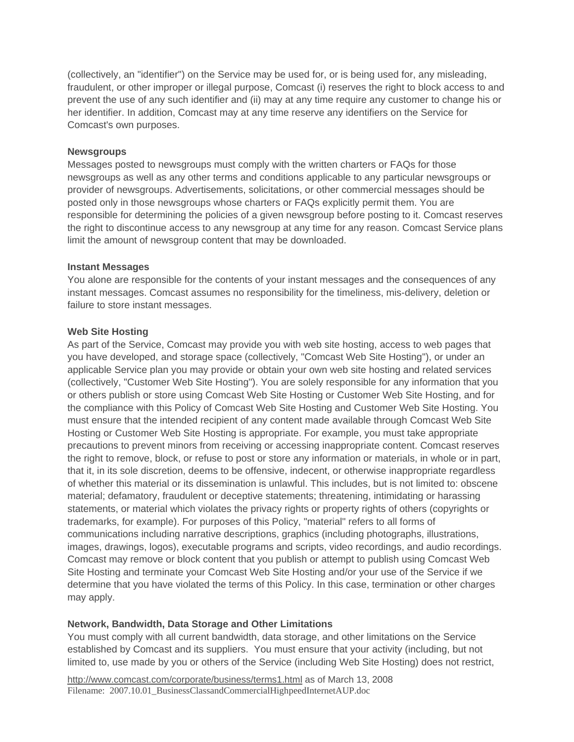(collectively, an "identifier") on the Service may be used for, or is being used for, any misleading, fraudulent, or other improper or illegal purpose, Comcast (i) reserves the right to block access to and prevent the use of any such identifier and (ii) may at any time require any customer to change his or her identifier. In addition, Comcast may at any time reserve any identifiers on the Service for Comcast's own purposes.

**Newsgroups**

Messages posted to newsgroups must comply with the written charters or FAQs for those newsgroups as well as any other terms and conditions applicable to any particular newsgroups or provider of newsgroups. Advertisements, solicitations, or other commercial messages should be posted only in those newsgroups whose charters or FAQs explicitly permit them. You are responsible for determining the policies of a given newsgroup before posting to it. Comcast reserves the right to discontinue access to any newsgroup at any time for any reason. Comcast Service plans limit the amount of newsgroup content that may be downloaded.

**Instant Messages**

You alone are responsible for the contents of your instant messages and the consequences of any instant messages. Comcast assumes no responsibility for the timeliness, mis-delivery, deletion or failure to store instant messages.

**Web Site Hosting**

As part of the Service, Comcast may provide you with web site hosting, access to web pages that you have developed, and storage space (collectively, "Comcast Web Site Hosting"), or under an applicable Service plan you may provide or obtain your own web site hosting and related services (collectively, "Customer Web Site Hosting"). You are solely responsible for any information that you or others publish or store using Comcast Web Site Hosting or Customer Web Site Hosting, and for the compliance with this Policy of Comcast Web Site Hosting and Customer Web Site Hosting. You must ensure that the intended recipient of any content made available through Comcast Web Site Hosting or Customer Web Site Hosting is appropriate. For example, you must take appropriate precautions to prevent minors from receiving or accessing inappropriate content. Comcast reserves the right to remove, block, or refuse to post or store any information or materials, in whole or in part, that it, in its sole discretion, deems to be offensive, indecent, or otherwise inappropriate regardless of whether this material or its dissemination is unlawful. This includes, but is not limited to: obscene material; defamatory, fraudulent or deceptive statements; threatening, intimidating or harassing statements, or material which violates the privacy rights or property rights of others (copyrights or trademarks, for example). For purposes of this Policy, "material" refers to all forms of communications including narrative descriptions, graphics (including photographs, illustrations, images, drawings, logos), executable programs and scripts, video recordings, and audio recordings. Comcast may remove or block content that you publish or attempt to publish using Comcast Web Site Hosting and terminate your Comcast Web Site Hosting and/or your use of the Service if we determine that you have violated the terms of this Policy. In this case, termination or other charges may apply.

**Network, Bandwidth, Data Storage and Other Limitations**

You must comply with all current bandwidth, data storage, and other limitations on the Service established by Comcast and its suppliers. You must ensure that your activity (including, but not limited to, use made by you or others of the Service (including Web Site Hosting) does not restrict,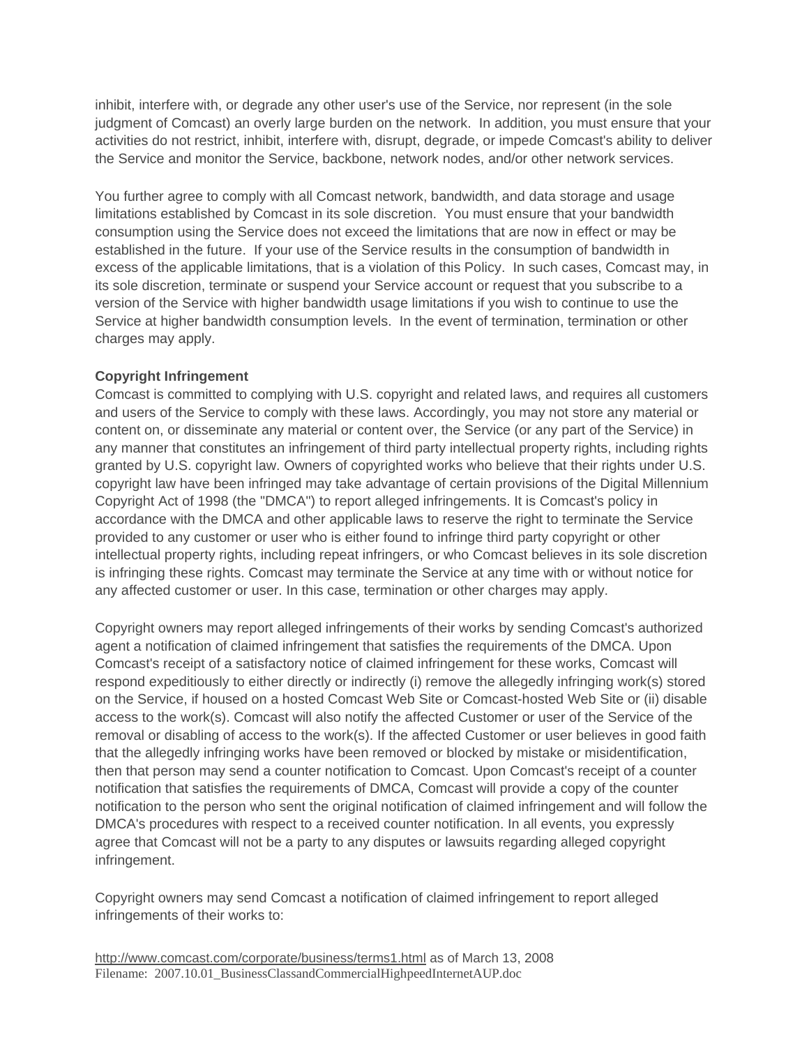inhibit, interfere with, or degrade any other user's use of the Service, nor represent (in the sole judgment of Comcast) an overly large burden on the network. In addition, you must ensure that your activities do not restrict, inhibit, interfere with, disrupt, degrade, or impede Comcast's ability to deliver the Service and monitor the Service, backbone, network nodes, and/or other network services.

You further agree to comply with all Comcast network, bandwidth, and data storage and usage limitations established by Comcast in its sole discretion. You must ensure that your bandwidth consumption using the Service does not exceed the limitations that are now in effect or may be established in the future. If your use of the Service results in the consumption of bandwidth in excess of the applicable limitations, that is a violation of this Policy. In such cases, Comcast may, in its sole discretion, terminate or suspend your Service account or request that you subscribe to a version of the Service with higher bandwidth usage limitations if you wish to continue to use the Service at higher bandwidth consumption levels. In the event of termination, termination or other charges may apply.

**Copyright Infringement**

Comcast is committed to complying with U.S. copyright and related laws, and requires all customers and users of the Service to comply with these laws. Accordingly, you may not store any material or content on, or disseminate any material or content over, the Service (or any part of the Service) in any manner that constitutes an infringement of third party intellectual property rights, including rights granted by U.S. copyright law. Owners of copyrighted works who believe that their rights under U.S. copyright law have been infringed may take advantage of certain provisions of the Digital Millennium Copyright Act of 1998 (the "DMCA") to report alleged infringements. It is Comcast's policy in accordance with the DMCA and other applicable laws to reserve the right to terminate the Service provided to any customer or user who is either found to infringe third party copyright or other intellectual property rights, including repeat infringers, or who Comcast believes in its sole discretion is infringing these rights. Comcast may terminate the Service at any time with or without notice for any affected customer or user. In this case, termination or other charges may apply.

Copyright owners may report alleged infringements of their works by sending Comcast's authorized agent a notification of claimed infringement that satisfies the requirements of the DMCA. Upon Comcast's receipt of a satisfactory notice of claimed infringement for these works, Comcast will respond expeditiously to either directly or indirectly (i) remove the allegedly infringing work(s) stored on the Service, if housed on a hosted Comcast Web Site or Comcast-hosted Web Site or (ii) disable access to the work(s). Comcast will also notify the affected Customer or user of the Service of the removal or disabling of access to the work(s). If the affected Customer or user believes in good faith that the allegedly infringing works have been removed or blocked by mistake or misidentification, then that person may send a counter notification to Comcast. Upon Comcast's receipt of a counter notification that satisfies the requirements of DMCA, Comcast will provide a copy of the counter notification to the person who sent the original notification of claimed infringement and will follow the DMCA's procedures with respect to a received counter notification. In all events, you expressly agree that Comcast will not be a party to any disputes or lawsuits regarding alleged copyright infringement.

Copyright owners may send Comcast a notification of claimed infringement to report alleged infringements of their works to: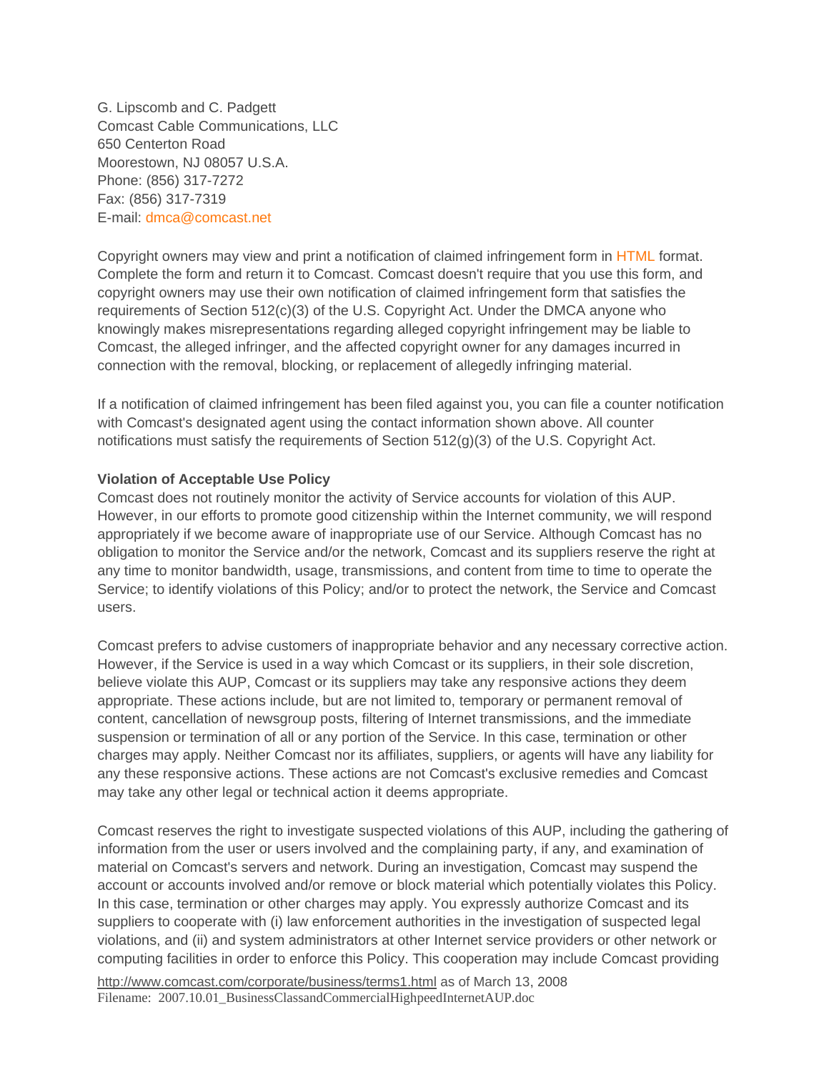G. Lipscomb and C. Padgett
Comcast Cable Communications, LLC
650 Centerton Road
Moorestown, NJ 08057 U.S.A.
Phone: (856) 317-7272
Fax: (856) 317-7319
E-mail: dmca@comcast.net

Copyright owners may view and print a notification of claimed infringement form in HTML format. Complete the form and return it to Comcast. Comcast doesn't require that you use this form, and copyright owners may use their own notification of claimed infringement form that satisfies the requirements of Section 512(c)(3) of the U.S. Copyright Act. Under the DMCA anyone who knowingly makes misrepresentations regarding alleged copyright infringement may be liable to Comcast, the alleged infringer, and the affected copyright owner for any damages incurred in connection with the removal, blocking, or replacement of allegedly infringing material.

If a notification of claimed infringement has been filed against you, you can file a counter notification with Comcast's designated agent using the contact information shown above. All counter notifications must satisfy the requirements of Section 512(g)(3) of the U.S. Copyright Act.

**Violation of Acceptable Use Policy**

Comcast does not routinely monitor the activity of Service accounts for violation of this AUP. However, in our efforts to promote good citizenship within the Internet community, we will respond appropriately if we become aware of inappropriate use of our Service. Although Comcast has no obligation to monitor the Service and/or the network, Comcast and its suppliers reserve the right at any time to monitor bandwidth, usage, transmissions, and content from time to time to operate the Service; to identify violations of this Policy; and/or to protect the network, the Service and Comcast users.

Comcast prefers to advise customers of inappropriate behavior and any necessary corrective action. However, if the Service is used in a way which Comcast or its suppliers, in their sole discretion, believe violate this AUP, Comcast or its suppliers may take any responsive actions they deem appropriate. These actions include, but are not limited to, temporary or permanent removal of content, cancellation of newsgroup posts, filtering of Internet transmissions, and the immediate suspension or termination of all or any portion of the Service. In this case, termination or other charges may apply. Neither Comcast nor its affiliates, suppliers, or agents will have any liability for any these responsive actions. These actions are not Comcast's exclusive remedies and Comcast may take any other legal or technical action it deems appropriate.

Comcast reserves the right to investigate suspected violations of this AUP, including the gathering of information from the user or users involved and the complaining party, if any, and examination of material on Comcast's servers and network. During an investigation, Comcast may suspend the account or accounts involved and/or remove or block material which potentially violates this Policy. In this case, termination or other charges may apply. You expressly authorize Comcast and its suppliers to cooperate with (i) law enforcement authorities in the investigation of suspected legal violations, and (ii) and system administrators at other Internet service providers or other network or computing facilities in order to enforce this Policy. This cooperation may include Comcast providing

http://www.comcast.com/corporate/business/terms1.html as of March 13, 2008
Filename: 2007.10.01_BusinessClassandCommercialHighpeedInternetAUP.doc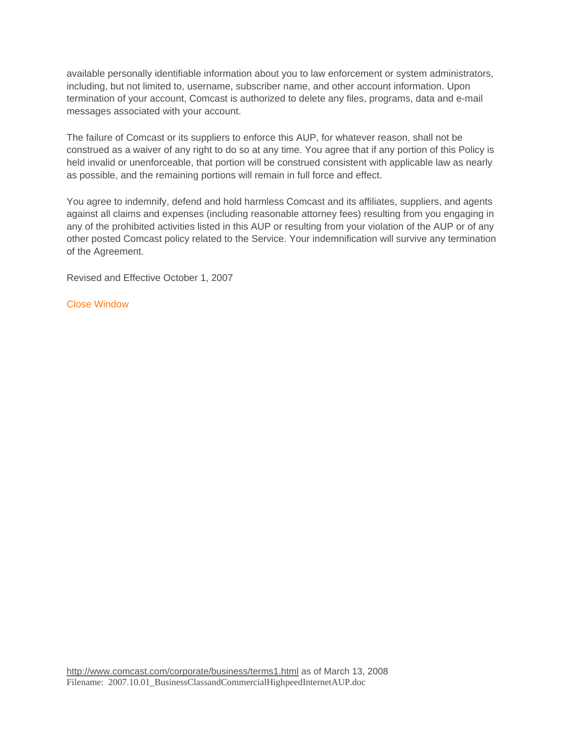available personally identifiable information about you to law enforcement or system administrators, including, but not limited to, username, subscriber name, and other account information. Upon termination of your account, Comcast is authorized to delete any files, programs, data and e-mail messages associated with your account.

The failure of Comcast or its suppliers to enforce this AUP, for whatever reason, shall not be construed as a waiver of any right to do so at any time. You agree that if any portion of this Policy is held invalid or unenforceable, that portion will be construed consistent with applicable law as nearly as possible, and the remaining portions will remain in full force and effect.

You agree to indemnify, defend and hold harmless Comcast and its affiliates, suppliers, and agents against all claims and expenses (including reasonable attorney fees) resulting from you engaging in any of the prohibited activities listed in this AUP or resulting from your violation of the AUP or of any other posted Comcast policy related to the Service. Your indemnification will survive any termination of the Agreement.

Revised and Effective October 1, 2007

Close Window

http://www.comcast.com/corporate/business/terms1.html as of March 13, 2008
Filename: 2007.10.01_BusinessClassandCommercialHighpeedInternetAUP.doc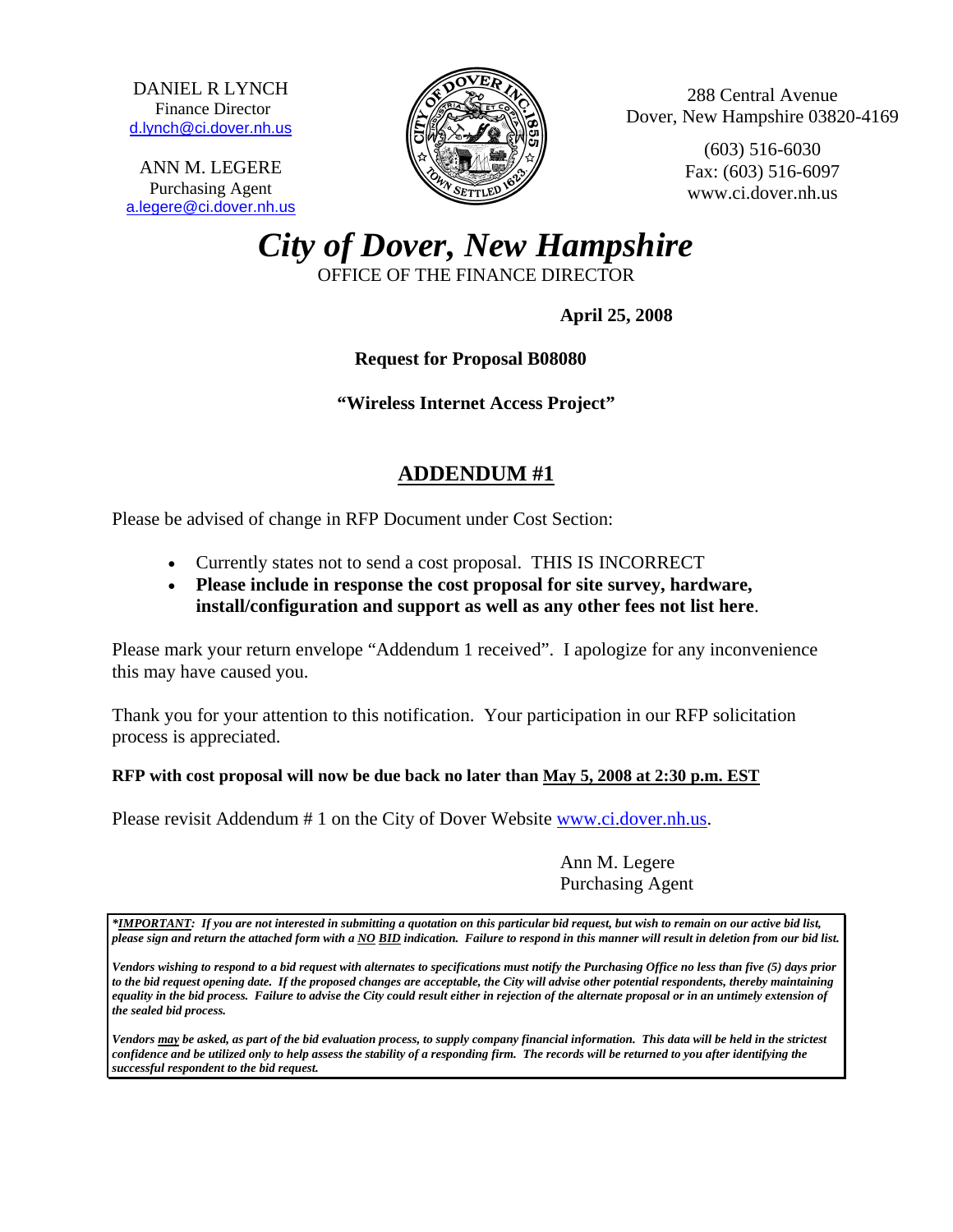DANIEL R LYNCH
Finance Director
d.lynch@ci.dover.nh.us

ANN M. LEGERE
Purchasing Agent
a.legere@ci.dover.nh.us

288 Central Avenue
Dover, New Hampshire 03820-4169

(603) 516-6030
Fax: (603) 516-6097
www.ci.dover.nh.us

# *City of Dover, New Hampshire*

OFFICE OF THE FINANCE DIRECTOR

**April 25, 2008**

**Request for Proposal B08080**

**"Wireless Internet Access Project"**

## ADDENDUM #1

Please be advised of change in RFP Document under Cost Section:

- Currently states not to send a cost proposal. THIS IS INCORRECT
- **Please include in response the cost proposal for site survey, hardware, install/configuration and support as well as any other fees not list here**.

Please mark your return envelope "Addendum 1 received". I apologize for any inconvenience this may have caused you.

Thank you for your attention to this notification. Your participation in our RFP solicitation process is appreciated.

**RFP with cost proposal will now be due back no later than <u>May 5, 2008 at 2:30 p.m. EST</u>**

Please revisit Addendum # 1 on the City of Dover Website www.ci.dover.nh.us.

Ann M. Legere
Purchasing Agent

***<u>*IMPORTANT</u>:** If you are not interested in submitting a quotation on this particular bid request, but wish to remain on our active bid list, please sign and return the attached form with a <u>NO</u> <u>BID</u> indication. Failure to respond in this manner will result in deletion from our bid list.*

***Vendors wishing to respond to a bid request with alternates to specifications must notify the Purchasing Office no less than five (5) days prior to the bid request opening date. If the proposed changes are acceptable, the City will advise other potential respondents, thereby maintaining equality in the bid process. Failure to advise the City could result either in rejection of the alternate proposal or in an untimely extension of the sealed bid process.***

***Vendors <u>may</u> be asked, as part of the bid evaluation process, to supply company financial information. This data will be held in the strictest confidence and be utilized only to help assess the stability of a responding firm. The records will be returned to you after identifying the successful respondent to the bid request.***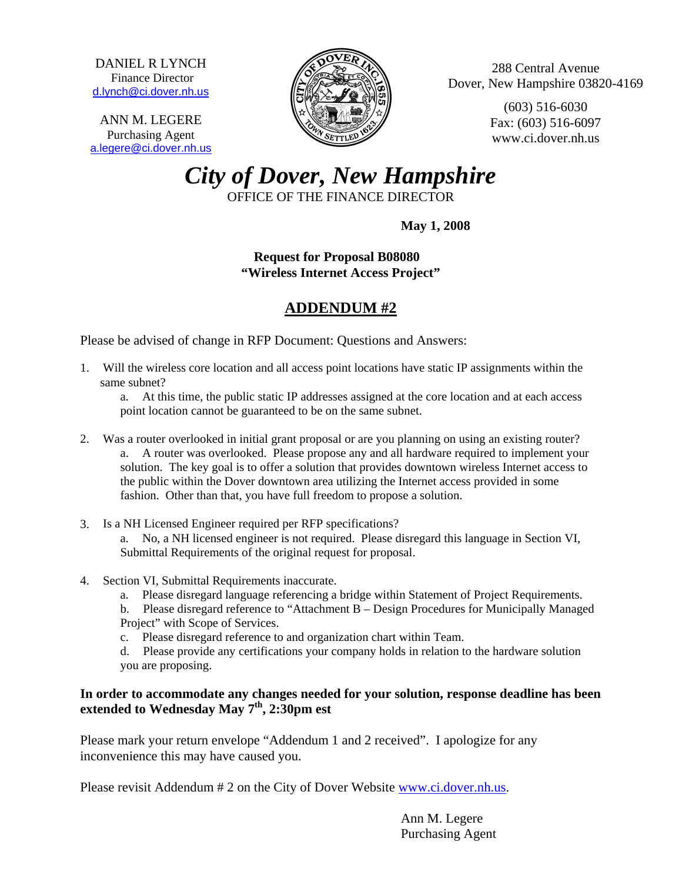DANIEL R LYNCH
Finance Director
d.lynch@ci.dover.nh.us

ANN M. LEGERE
Purchasing Agent
a.legere@ci.dover.nh.us

288 Central Avenue
Dover, New Hampshire 03820-4169

(603) 516-6030
Fax: (603) 516-6097
www.ci.dover.nh.us

# *City of Dover, New Hampshire*

OFFICE OF THE FINANCE DIRECTOR

**May 1, 2008**

**Request for Proposal B08080**
**"Wireless Internet Access Project"**

## ADDENDUM #2

Please be advised of change in RFP Document: Questions and Answers:

1. Will the wireless core location and all access point locations have static IP assignments within the same subnet?
   a. At this time, the public static IP addresses assigned at the core location and at each access point location cannot be guaranteed to be on the same subnet.

2. Was a router overlooked in initial grant proposal or are you planning on using an existing router?
   a. A router was overlooked. Please propose any and all hardware required to implement your solution. The key goal is to offer a solution that provides downtown wireless Internet access to the public within the Dover downtown area utilizing the Internet access provided in some fashion. Other than that, you have full freedom to propose a solution.

3. Is a NH Licensed Engineer required per RFP specifications?
   a. No, a NH licensed engineer is not required. Please disregard this language in Section VI, Submittal Requirements of the original request for proposal.

4. Section VI, Submittal Requirements inaccurate.
   a. Please disregard language referencing a bridge within Statement of Project Requirements.
   b. Please disregard reference to "Attachment B – Design Procedures for Municipally Managed Project" with Scope of Services.
   c. Please disregard reference to and organization chart within Team.
   d. Please provide any certifications your company holds in relation to the hardware solution you are proposing.

**In order to accommodate any changes needed for your solution, response deadline has been extended to Wednesday May 7th, 2:30pm est**

Please mark your return envelope "Addendum 1 and 2 received". I apologize for any inconvenience this may have caused you.

Please revisit Addendum # 2 on the City of Dover Website www.ci.dover.nh.us.

Ann M. Legere
Purchasing Agent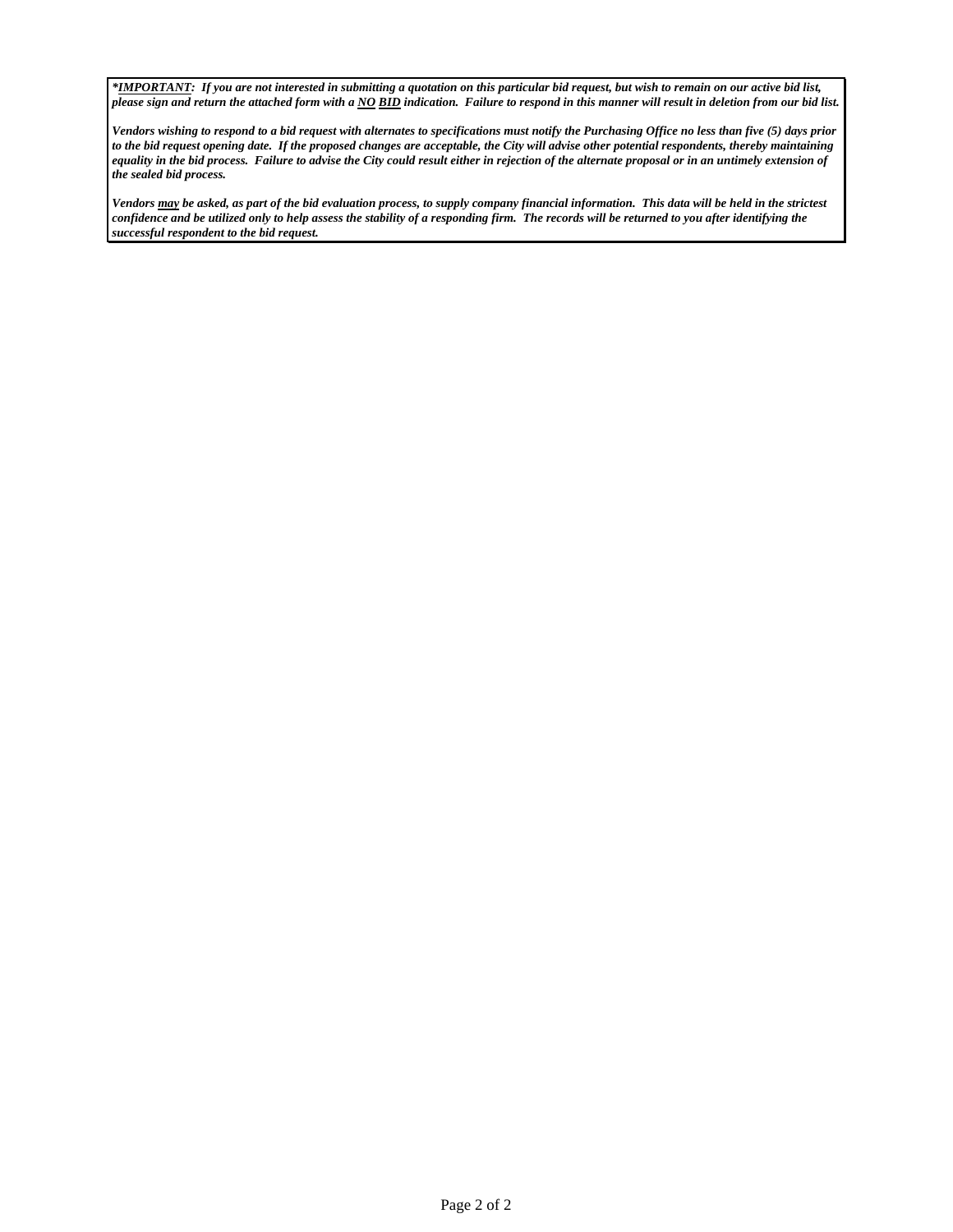***<u>IMPORTANT</u>:** If you are not interested in submitting a quotation on this particular bid request, but wish to remain on our active bid list, please sign and return the attached form with a <u>NO</u> <u>BID</u> indication. Failure to respond in this manner will result in deletion from our bid list.*

***Vendors wishing to respond to a bid request with alternates to specifications must notify the Purchasing Office no less than five (5) days prior to the bid request opening date. If the proposed changes are acceptable, the City will advise other potential respondents, thereby maintaining equality in the bid process. Failure to advise the City could result either in rejection of the alternate proposal or in an untimely extension of the sealed bid process.***

***Vendors <u>may</u> be asked, as part of the bid evaluation process, to supply company financial information. This data will be held in the strictest confidence and be utilized only to help assess the stability of a responding firm. The records will be returned to you after identifying the successful respondent to the bid request.***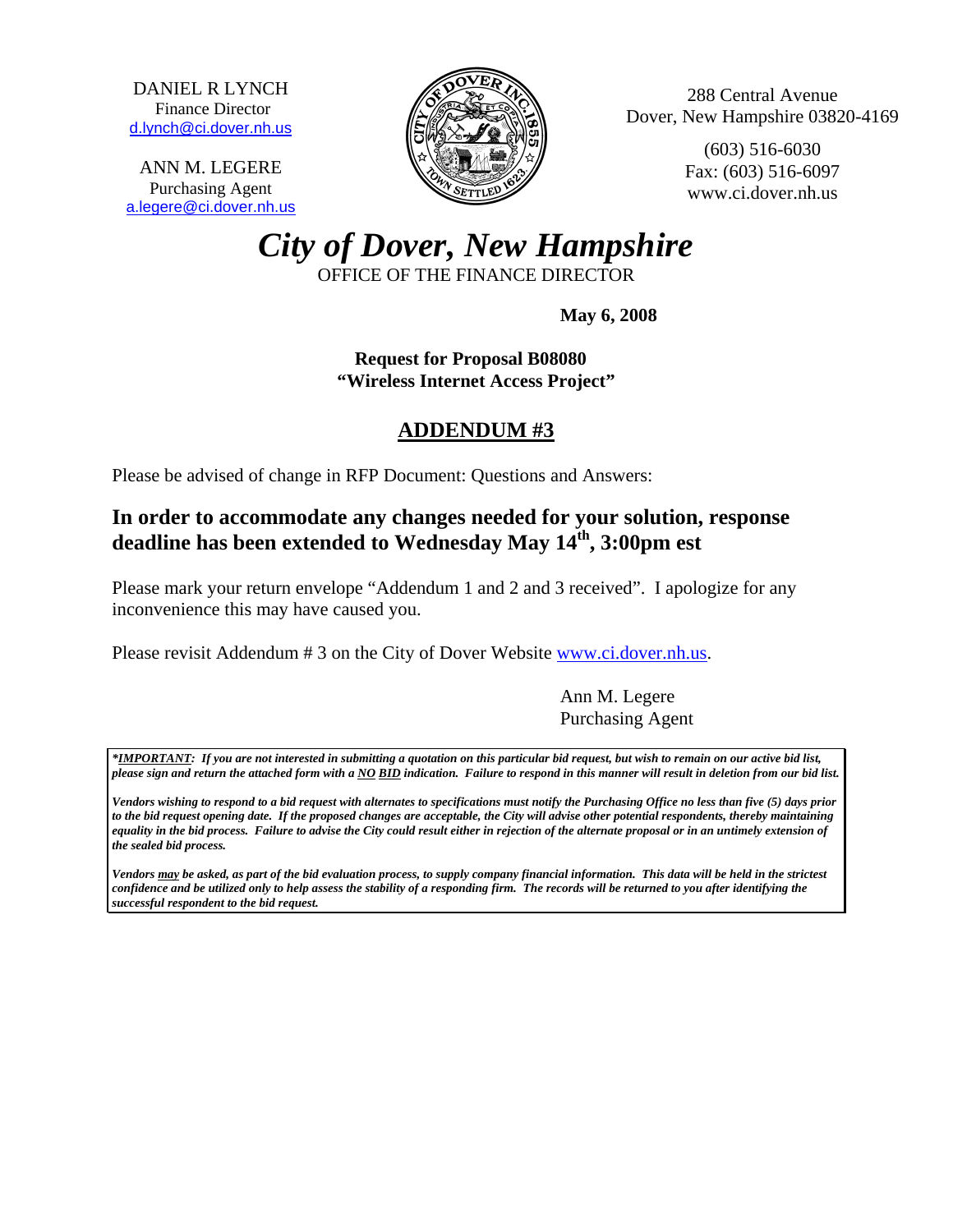DANIEL R LYNCH
Finance Director
d.lynch@ci.dover.nh.us

ANN M. LEGERE
Purchasing Agent
a.legere@ci.dover.nh.us

288 Central Avenue
Dover, New Hampshire 03820-4169

(603) 516-6030
Fax: (603) 516-6097
www.ci.dover.nh.us

# *City of Dover, New Hampshire*

OFFICE OF THE FINANCE DIRECTOR

**May 6, 2008**

**Request for Proposal B08080**
**"Wireless Internet Access Project"**

## ADDENDUM #3

Please be advised of change in RFP Document: Questions and Answers:

### In order to accommodate any changes needed for your solution, response deadline has been extended to Wednesday May 14th, 3:00pm est

Please mark your return envelope "Addendum 1 and 2 and 3 received". I apologize for any inconvenience this may have caused you.

Please revisit Addendum # 3 on the City of Dover Website www.ci.dover.nh.us.

Ann M. Legere
Purchasing Agent

***IMPORTANT**: If you are not interested in submitting a quotation on this particular bid request, but wish to remain on our active bid list, please sign and return the attached form with a NO BID indication. Failure to respond in this manner will result in deletion from our bid list.*

***Vendors wishing to respond to a bid request with alternates to specifications must notify the Purchasing Office no less than five (5) days prior to the bid request opening date. If the proposed changes are acceptable, the City will advise other potential respondents, thereby maintaining equality in the bid process. Failure to advise the City could result either in rejection of the alternate proposal or in an untimely extension of the sealed bid process.***

***Vendors may be asked, as part of the bid evaluation process, to supply company financial information. This data will be held in the strictest confidence and be utilized only to help assess the stability of a responding firm. The records will be returned to you after identifying the successful respondent to the bid request.***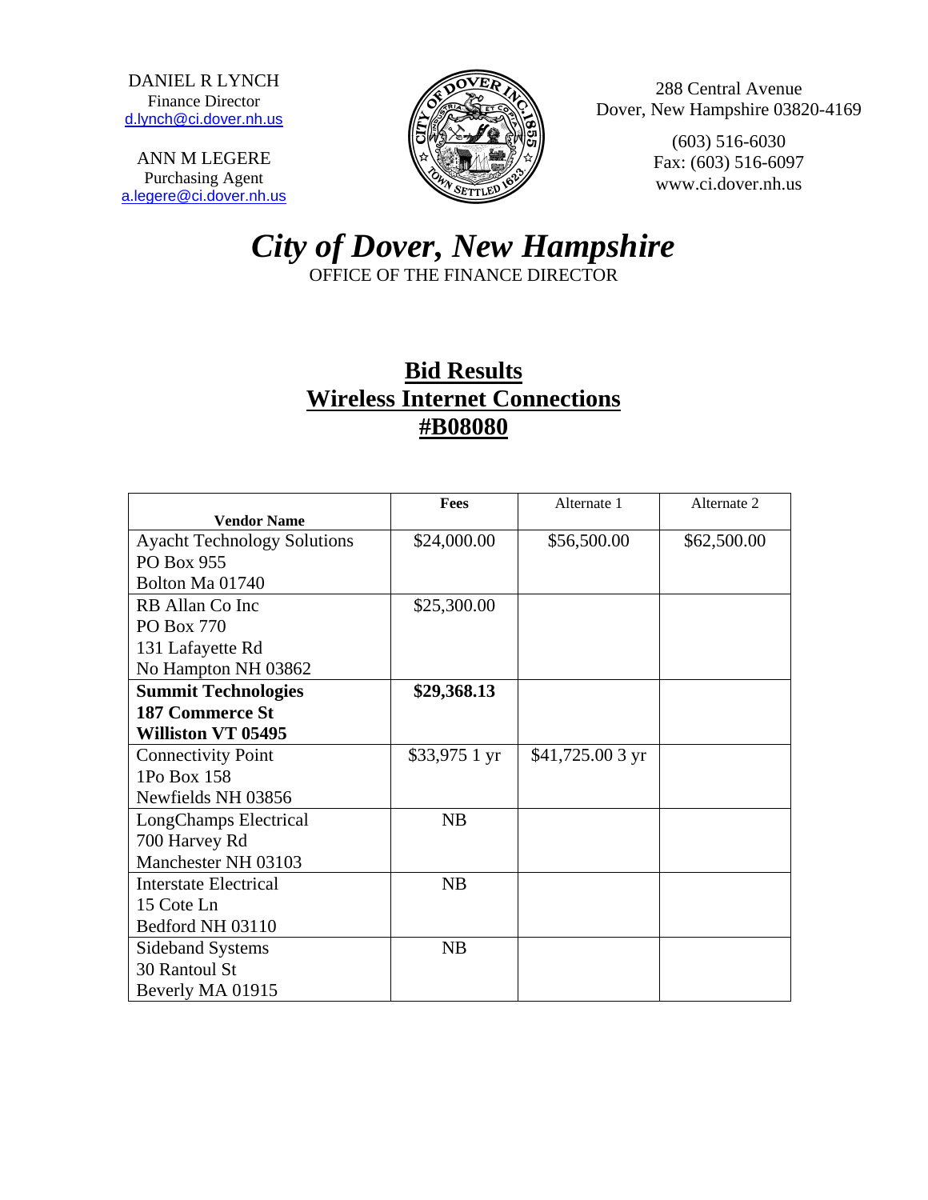DANIEL R LYNCH
Finance Director
d.lynch@ci.dover.nh.us

ANN M LEGERE
Purchasing Agent
a.legere@ci.dover.nh.us

288 Central Avenue
Dover, New Hampshire 03820-4169

(603) 516-6030
Fax: (603) 516-6097
www.ci.dover.nh.us

# *City of Dover, New Hampshire*

OFFICE OF THE FINANCE DIRECTOR

## Bid Results
## Wireless Internet Connections
## #B08080

| Vendor Name | Fees | Alternate 1 | Alternate 2 |
|---|---|---|---|
| Ayacht Technology Solutions<br>PO Box 955<br>Bolton Ma 01740 | $24,000.00 | $56,500.00 | $62,500.00 |
| RB Allan Co Inc<br>PO Box 770<br>131 Lafayette Rd<br>No Hampton NH 03862 | $25,300.00 | | |
| **Summit Technologies**<br>**187 Commerce St**<br>**Williston VT 05495** | **$29,368.13** | | |
| Connectivity Point<br>1Po Box 158<br>Newfields NH 03856 | $33,975 1 yr | $41,725.00 3 yr | |
| LongChamps Electrical<br>700 Harvey Rd<br>Manchester NH 03103 | NB | | |
| Interstate Electrical<br>15 Cote Ln<br>Bedford NH 03110 | NB | | |
| Sideband Systems<br>30 Rantoul St<br>Beverly MA 01915 | NB | | |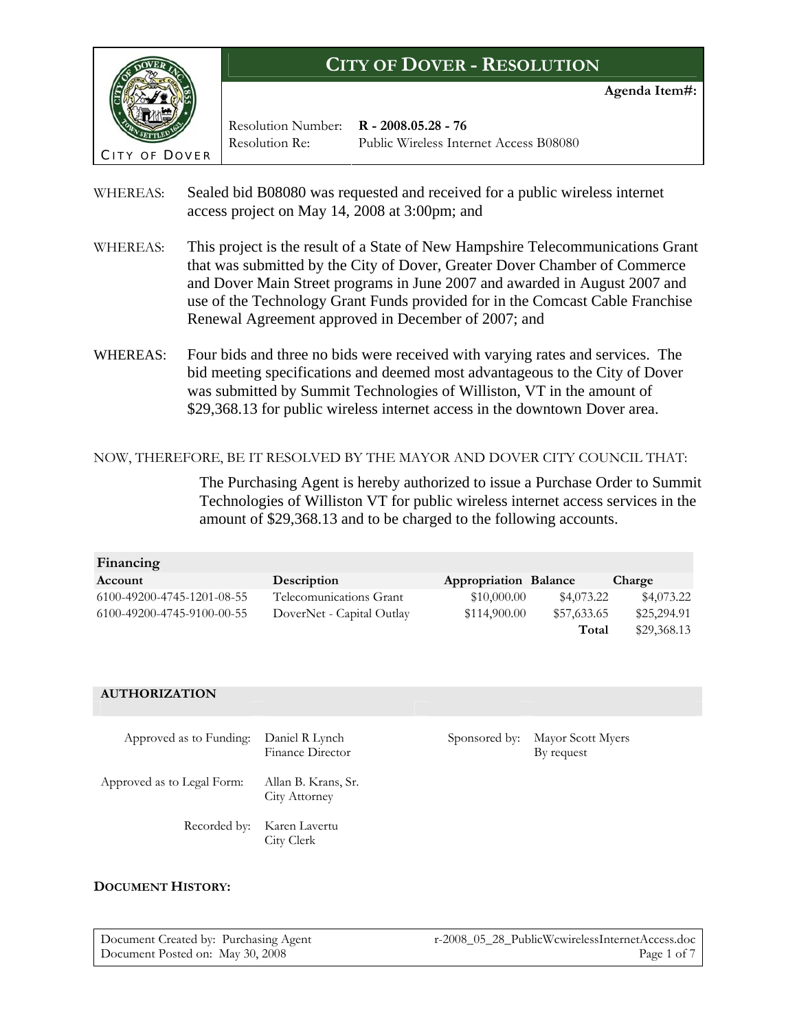# CITY OF DOVER - RESOLUTION

CITY OF DOVER

**Agenda Item#:**

Resolution Number: **R - 2008.05.28 - 76**
Resolution Re: Public Wireless Internet Access B08080

WHEREAS: Sealed bid B08080 was requested and received for a public wireless internet access project on May 14, 2008 at 3:00pm; and

WHEREAS: This project is the result of a State of New Hampshire Telecommunications Grant that was submitted by the City of Dover, Greater Dover Chamber of Commerce and Dover Main Street programs in June 2007 and awarded in August 2007 and use of the Technology Grant Funds provided for in the Comcast Cable Franchise Renewal Agreement approved in December of 2007; and

WHEREAS: Four bids and three no bids were received with varying rates and services. The bid meeting specifications and deemed most advantageous to the City of Dover was submitted by Summit Technologies of Williston, VT in the amount of $29,368.13 for public wireless internet access in the downtown Dover area.

NOW, THEREFORE, BE IT RESOLVED BY THE MAYOR AND DOVER CITY COUNCIL THAT:

The Purchasing Agent is hereby authorized to issue a Purchase Order to Summit Technologies of Williston VT for public wireless internet access services in the amount of $29,368.13 and to be charged to the following accounts.

**Financing**

| Account | Description | Appropriation | Balance | Charge |
|---|---|---|---|---|
| 6100-49200-4745-1201-08-55 | Telecomunications Grant | $10,000.00 | $4,073.22 | $4,073.22 |
| 6100-49200-4745-9100-00-55 | DoverNet - Capital Outlay | $114,900.00 | $57,633.65 | $25,294.91 |
| | | | **Total** | $29,368.13 |

**AUTHORIZATION**

Approved as to Funding: Daniel R Lynch, Finance Director

Sponsored by: Mayor Scott Myers, By request

Approved as to Legal Form: Allan B. Krans, Sr., City Attorney

Recorded by: Karen Lavertu, City Clerk

**DOCUMENT HISTORY:**

Document Created by: Purchasing Agent
Document Posted on: May 30, 2008

r-2008_05_28_PublicWcwirelessInternetAccess.doc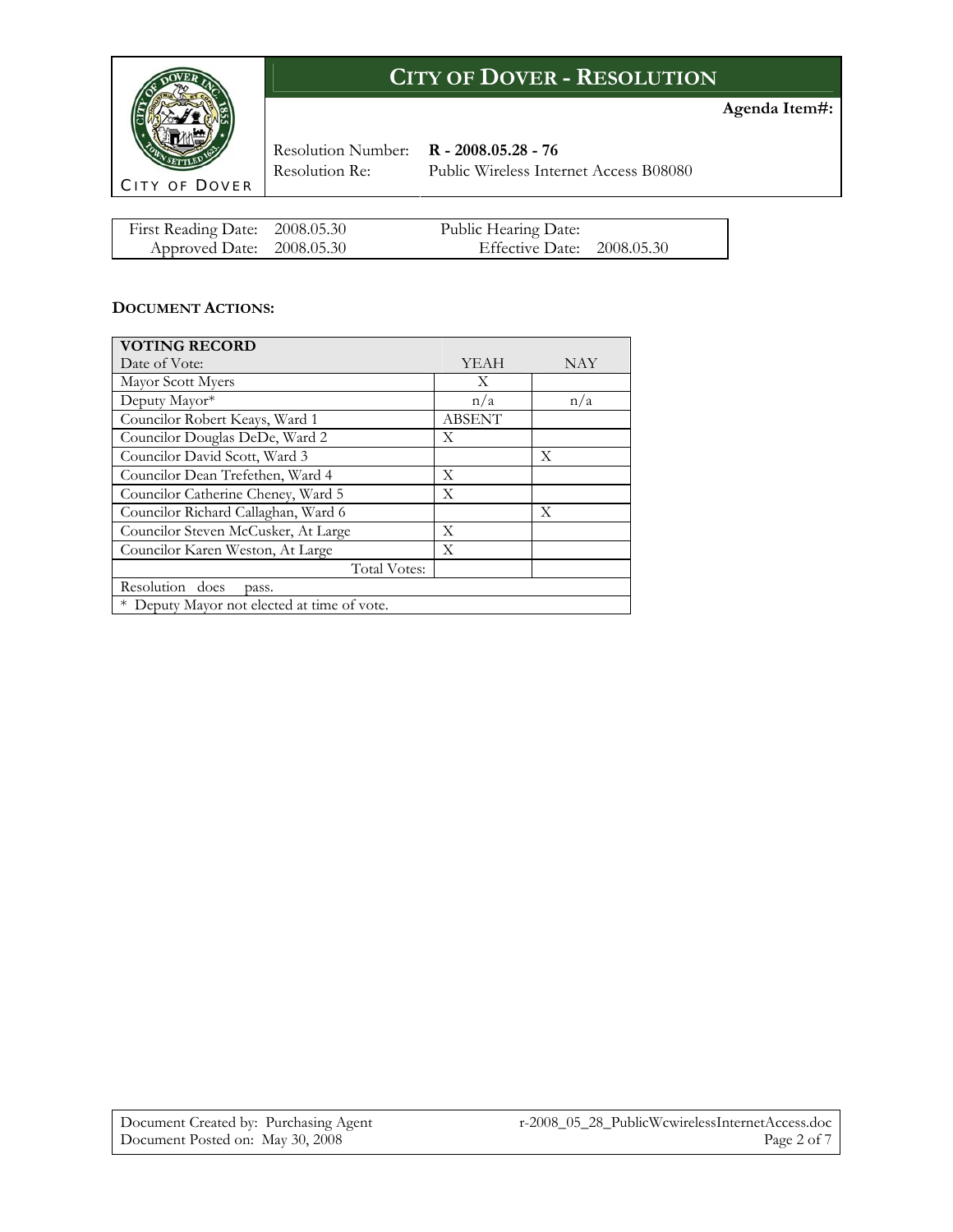# CITY OF DOVER - RESOLUTION

**Agenda Item#:**

CITY OF DOVER

Resolution Number: **R - 2008.05.28 - 76**
Resolution Re: Public Wireless Internet Access B08080

| | | | |
|---|---|---|---|
| First Reading Date: | 2008.05.30 | Public Hearing Date: | |
| Approved Date: | 2008.05.30 | Effective Date: | 2008.05.30 |

**DOCUMENT ACTIONS:**

| **VOTING RECORD** Date of Vote: | YEAH | NAY |
|---|---|---|
| Mayor Scott Myers | X | |
| Deputy Mayor* | n/a | n/a |
| Councilor Robert Keays, Ward 1 | ABSENT | |
| Councilor Douglas DeDe, Ward 2 | X | |
| Councilor David Scott, Ward 3 | | X |
| Councilor Dean Trefethen, Ward 4 | X | |
| Councilor Catherine Cheney, Ward 5 | X | |
| Councilor Richard Callaghan, Ward 6 | | X |
| Councilor Steven McCusker, At Large | X | |
| Councilor Karen Weston, At Large | X | |
| Total Votes: | | |
| Resolution does pass. | | |
| * Deputy Mayor not elected at time of vote. | | |

Document Created by: Purchasing Agent
Document Posted on: May 30, 2008

r-2008_05_28_PublicWcwirelessInternetAccess.doc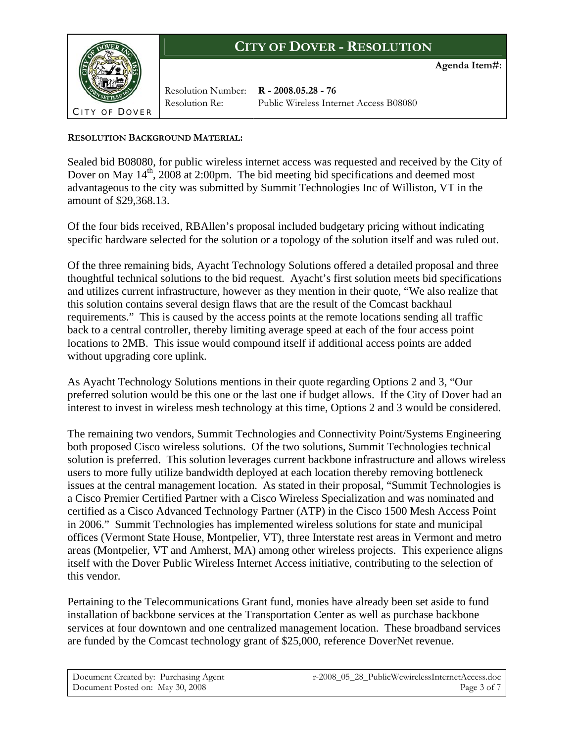# CITY OF DOVER - RESOLUTION

**Agenda Item#:**

Resolution Number: **R - 2008.05.28 - 76**
Resolution Re: Public Wireless Internet Access B08080

**RESOLUTION BACKGROUND MATERIAL:**

Sealed bid B08080, for public wireless internet access was requested and received by the City of Dover on May 14th, 2008 at 2:00pm. The bid meeting bid specifications and deemed most advantageous to the city was submitted by Summit Technologies Inc of Williston, VT in the amount of $29,368.13.

Of the four bids received, RBAllen's proposal included budgetary pricing without indicating specific hardware selected for the solution or a topology of the solution itself and was ruled out.

Of the three remaining bids, Ayacht Technology Solutions offered a detailed proposal and three thoughtful technical solutions to the bid request. Ayacht's first solution meets bid specifications and utilizes current infrastructure, however as they mention in their quote, "We also realize that this solution contains several design flaws that are the result of the Comcast backhaul requirements." This is caused by the access points at the remote locations sending all traffic back to a central controller, thereby limiting average speed at each of the four access point locations to 2MB. This issue would compound itself if additional access points are added without upgrading core uplink.

As Ayacht Technology Solutions mentions in their quote regarding Options 2 and 3, "Our preferred solution would be this one or the last one if budget allows. If the City of Dover had an interest to invest in wireless mesh technology at this time, Options 2 and 3 would be considered.

The remaining two vendors, Summit Technologies and Connectivity Point/Systems Engineering both proposed Cisco wireless solutions. Of the two solutions, Summit Technologies technical solution is preferred. This solution leverages current backbone infrastructure and allows wireless users to more fully utilize bandwidth deployed at each location thereby removing bottleneck issues at the central management location. As stated in their proposal, "Summit Technologies is a Cisco Premier Certified Partner with a Cisco Wireless Specialization and was nominated and certified as a Cisco Advanced Technology Partner (ATP) in the Cisco 1500 Mesh Access Point in 2006." Summit Technologies has implemented wireless solutions for state and municipal offices (Vermont State House, Montpelier, VT), three Interstate rest areas in Vermont and metro areas (Montpelier, VT and Amherst, MA) among other wireless projects. This experience aligns itself with the Dover Public Wireless Internet Access initiative, contributing to the selection of this vendor.

Pertaining to the Telecommunications Grant fund, monies have already been set aside to fund installation of backbone services at the Transportation Center as well as purchase backbone services at four downtown and one centralized management location. These broadband services are funded by the Comcast technology grant of $25,000, reference DoverNet revenue.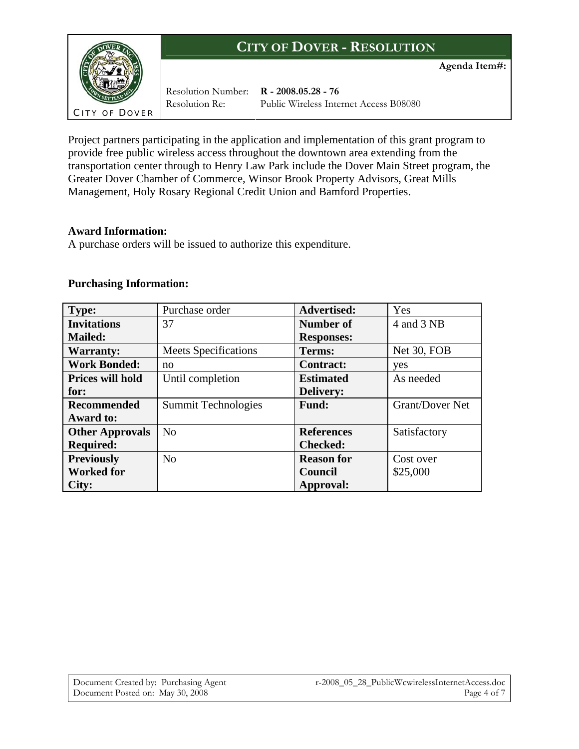# CITY OF DOVER - RESOLUTION

**Agenda Item#:**

Resolution Number: **R - 2008.05.28 - 76**
Resolution Re: Public Wireless Internet Access B08080

Project partners participating in the application and implementation of this grant program to provide free public wireless access throughout the downtown area extending from the transportation center through to Henry Law Park include the Dover Main Street program, the Greater Dover Chamber of Commerce, Winsor Brook Property Advisors, Great Mills Management, Holy Rosary Regional Credit Union and Bamford Properties.

**Award Information:**
A purchase orders will be issued to authorize this expenditure.

**Purchasing Information:**

| | | | |
|---|---|---|---|
| **Type:** | Purchase order | **Advertised:** | Yes |
| **Invitations Mailed:** | 37 | **Number of Responses:** | 4 and 3 NB |
| **Warranty:** | Meets Specifications | **Terms:** | Net 30, FOB |
| **Work Bonded:** | no | **Contract:** | yes |
| **Prices will hold for:** | Until completion | **Estimated Delivery:** | As needed |
| **Recommended Award to:** | Summit Technologies | **Fund:** | Grant/Dover Net |
| **Other Approvals Required:** | No | **References Checked:** | Satisfactory |
| **Previously Worked for City:** | No | **Reason for Council Approval:** | Cost over $25,000 |

Document Created by: Purchasing Agent
Document Posted on: May 30, 2008
r-2008_05_28_PublicWcwirelessInternetAccess.doc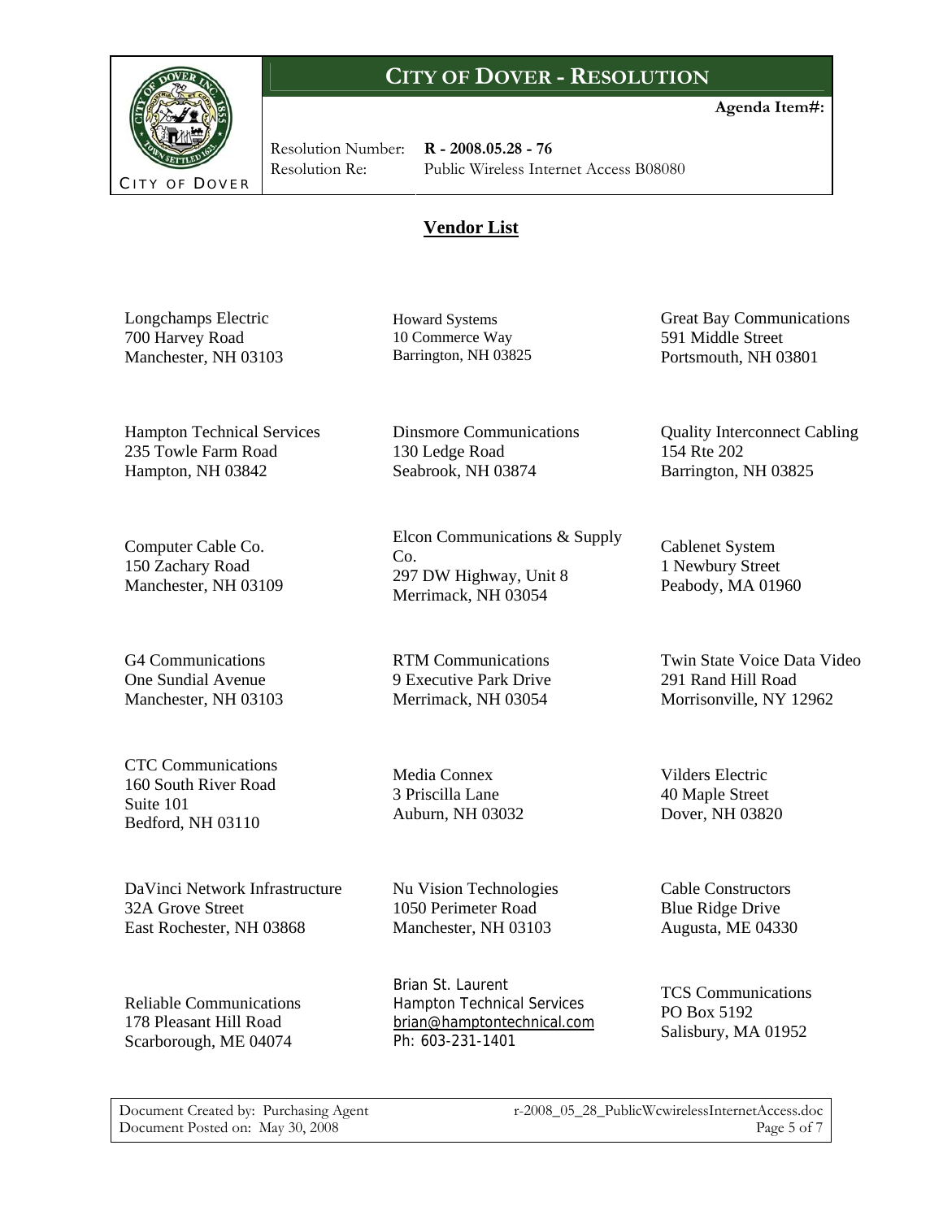**CITY OF DOVER - RESOLUTION**

**Agenda Item#:**

Resolution Number: **R - 2008.05.28 - 76**
Resolution Re: Public Wireless Internet Access B08080

## Vendor List

Longchamps Electric
700 Harvey Road
Manchester, NH 03103

Howard Systems
10 Commerce Way
Barrington, NH 03825

Great Bay Communications
591 Middle Street
Portsmouth, NH 03801

Hampton Technical Services
235 Towle Farm Road
Hampton, NH 03842

Dinsmore Communications
130 Ledge Road
Seabrook, NH 03874

Quality Interconnect Cabling
154 Rte 202
Barrington, NH 03825

Computer Cable Co.
150 Zachary Road
Manchester, NH 03109

Elcon Communications & Supply Co.
297 DW Highway, Unit 8
Merrimack, NH 03054

Cablenet System
1 Newbury Street
Peabody, MA 01960

G4 Communications
One Sundial Avenue
Manchester, NH 03103

RTM Communications
9 Executive Park Drive
Merrimack, NH 03054

Twin State Voice Data Video
291 Rand Hill Road
Morrisonville, NY 12962

CTC Communications
160 South River Road
Suite 101
Bedford, NH 03110

Media Connex
3 Priscilla Lane
Auburn, NH 03032

Vilders Electric
40 Maple Street
Dover, NH 03820

DaVinci Network Infrastructure
32A Grove Street
East Rochester, NH 03868

Nu Vision Technologies
1050 Perimeter Road
Manchester, NH 03103

Cable Constructors
Blue Ridge Drive
Augusta, ME 04330

Reliable Communications
178 Pleasant Hill Road
Scarborough, ME 04074

Brian St. Laurent
Hampton Technical Services
brian@hamptontechnical.com
Ph: 603-231-1401

TCS Communications
PO Box 5192
Salisbury, MA 01952

Document Created by: Purchasing Agent
Document Posted on: May 30, 2008
r-2008_05_28_PublicWcwirelessInternetAccess.doc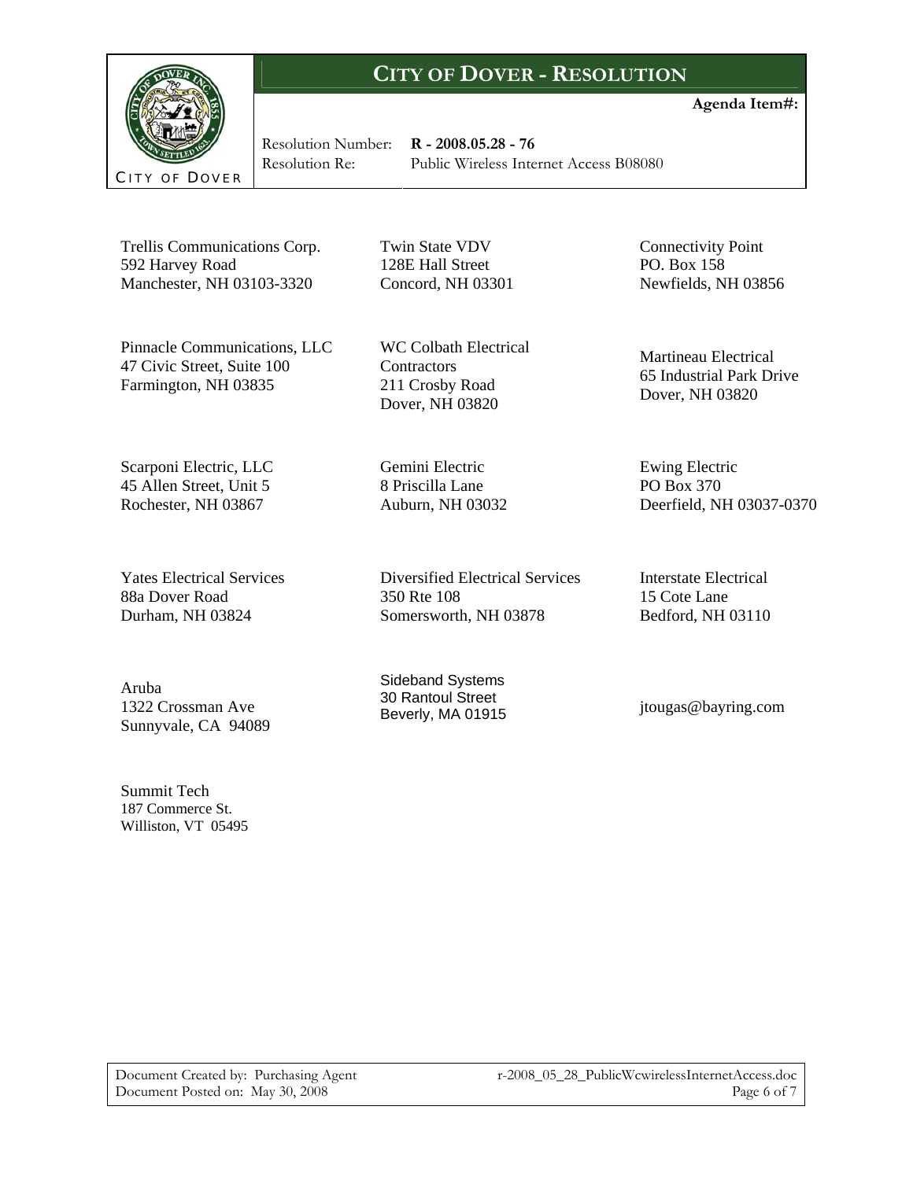**CITY OF DOVER - RESOLUTION**

**Agenda Item#:**

Resolution Number: **R - 2008.05.28 - 76**
Resolution Re: Public Wireless Internet Access B08080

Trellis Communications Corp.
592 Harvey Road
Manchester, NH 03103-3320

Twin State VDV
128E Hall Street
Concord, NH 03301

Connectivity Point
PO. Box 158
Newfields, NH 03856

Pinnacle Communications, LLC
47 Civic Street, Suite 100
Farmington, NH 03835

WC Colbath Electrical Contractors
211 Crosby Road
Dover, NH 03820

Martineau Electrical
65 Industrial Park Drive
Dover, NH 03820

Scarponi Electric, LLC
45 Allen Street, Unit 5
Rochester, NH 03867

Gemini Electric
8 Priscilla Lane
Auburn, NH 03032

Ewing Electric
PO Box 370
Deerfield, NH 03037-0370

Yates Electrical Services
88a Dover Road
Durham, NH 03824

Diversified Electrical Services
350 Rte 108
Somersworth, NH 03878

Interstate Electrical
15 Cote Lane
Bedford, NH 03110

Aruba
1322 Crossman Ave
Sunnyvale, CA 94089

Sideband Systems
30 Rantoul Street
Beverly, MA 01915

jtougas@bayring.com

Summit Tech
187 Commerce St.
Williston, VT 05495

Document Created by: Purchasing Agent
Document Posted on: May 30, 2008
r-2008_05_28_PublicWcwirelessInternetAccess.doc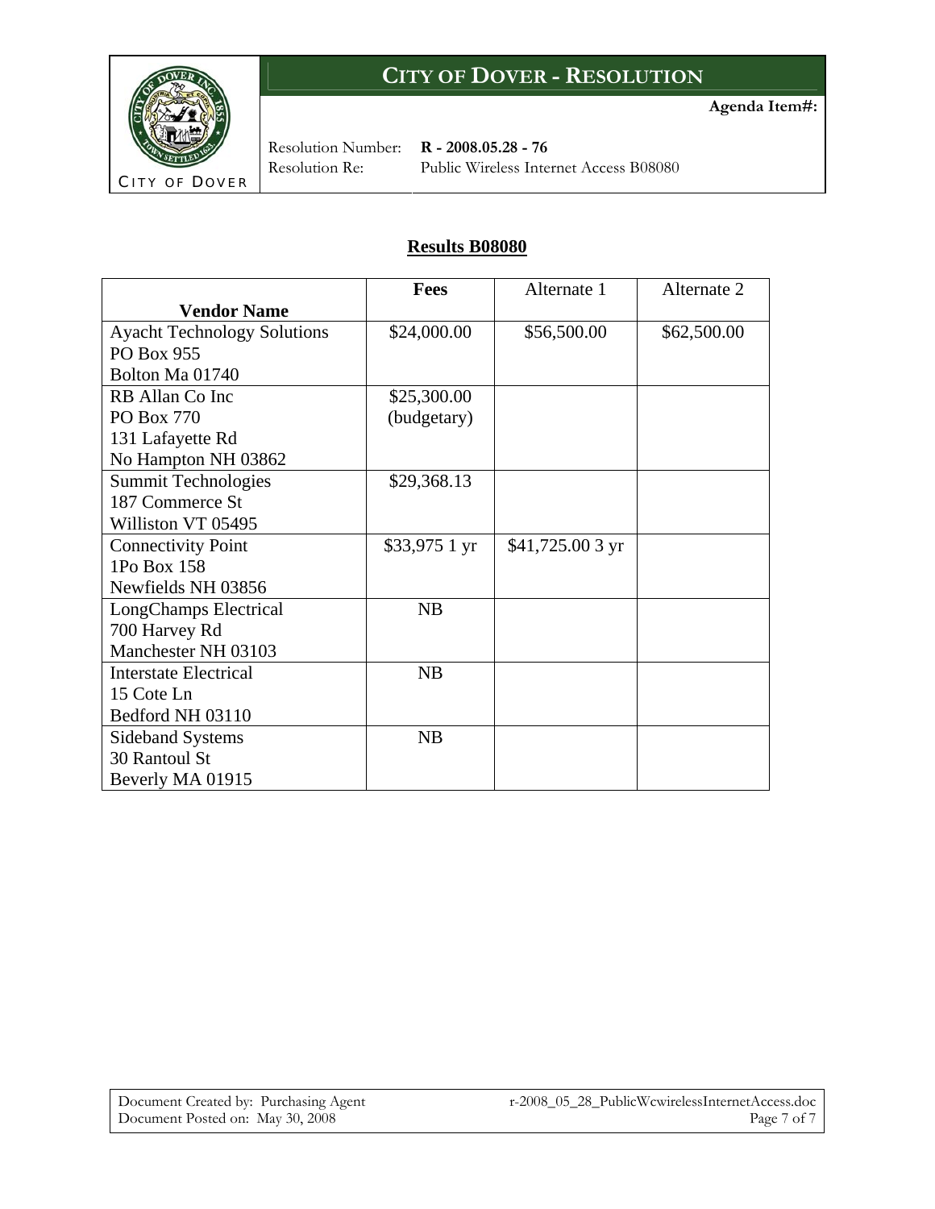# CITY OF DOVER - RESOLUTION

**Agenda Item#:**

Resolution Number: **R - 2008.05.28 - 76**
Resolution Re: Public Wireless Internet Access B08080

## Results B08080

| Vendor Name | Fees | Alternate 1 | Alternate 2 |
|---|---|---|---|
| Ayacht Technology Solutions<br>PO Box 955<br>Bolton Ma 01740 | $24,000.00 | $56,500.00 | $62,500.00 |
| RB Allan Co Inc<br>PO Box 770<br>131 Lafayette Rd<br>No Hampton NH 03862 | $25,300.00<br>(budgetary) | | |
| Summit Technologies<br>187 Commerce St<br>Williston VT 05495 | $29,368.13 | | |
| Connectivity Point<br>1Po Box 158<br>Newfields NH 03856 | $33,975 1 yr | $41,725.00 3 yr | |
| LongChamps Electrical<br>700 Harvey Rd<br>Manchester NH 03103 | NB | | |
| Interstate Electrical<br>15 Cote Ln<br>Bedford NH 03110 | NB | | |
| Sideband Systems<br>30 Rantoul St<br>Beverly MA 01915 | NB | | |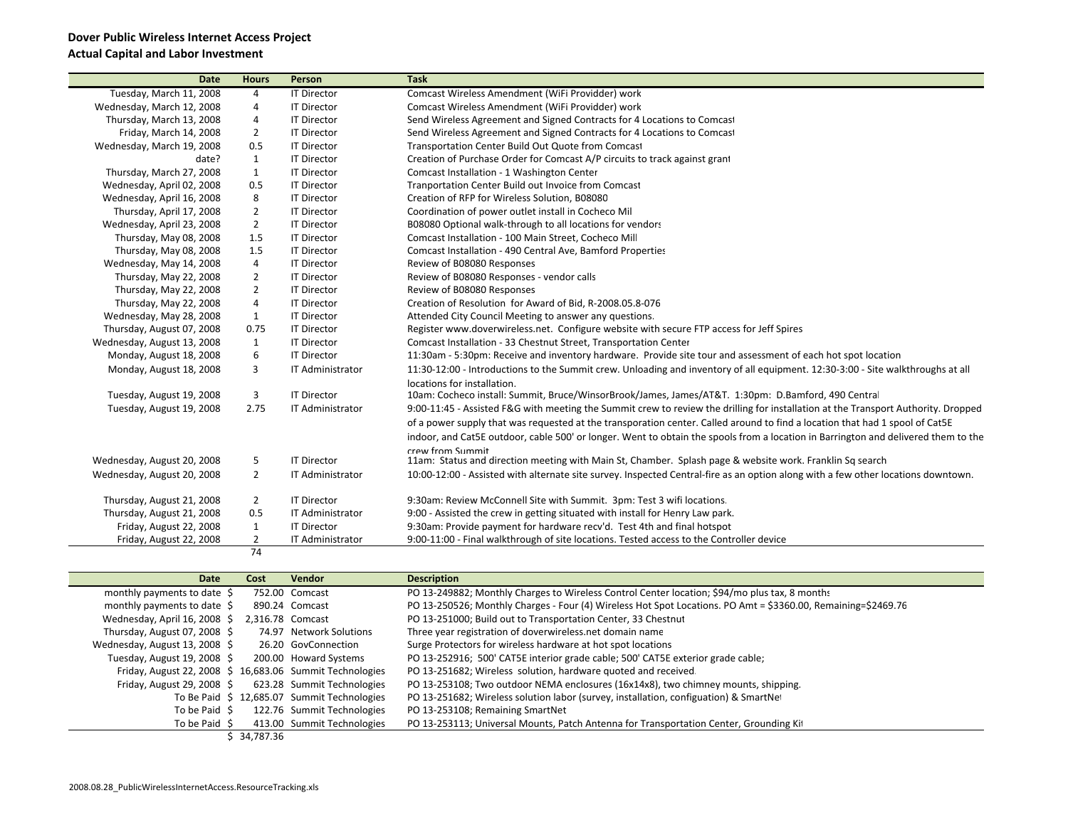**Dover Public Wireless Internet Access Project**
**Actual Capital and Labor Investment**

| Date | Hours | Person | Task |
|---|---|---|---|
| Tuesday, March 11, 2008 | 4 | IT Director | Comcast Wireless Amendment (WiFi Provider) work |
| Wednesday, March 12, 2008 | 4 | IT Director | Comcast Wireless Amendment (WiFi Provider) work |
| Thursday, March 13, 2008 | 4 | IT Director | Send Wireless Agreement and Signed Contracts for 4 Locations to Comcast |
| Friday, March 14, 2008 | 2 | IT Director | Send Wireless Agreement and Signed Contracts for 4 Locations to Comcast |
| Wednesday, March 19, 2008 | 0.5 | IT Director | Transportation Center Build Out Quote from Comcast |
| date? | 1 | IT Director | Creation of Purchase Order for Comcast A/P circuits to track against grant |
| Thursday, March 27, 2008 | 1 | IT Director | Comcast Installation - 1 Washington Center |
| Wednesday, April 02, 2008 | 0.5 | IT Director | Tranportation Center Build out Invoice from Comcast |
| Wednesday, April 16, 2008 | 8 | IT Director | Creation of RFP for Wireless Solution, B08080 |
| Thursday, April 17, 2008 | 2 | IT Director | Coordination of power outlet install in Cocheco Mil |
| Wednesday, April 23, 2008 | 2 | IT Director | B08080 Optional walk-through to all locations for vendors |
| Thursday, May 08, 2008 | 1.5 | IT Director | Comcast Installation - 100 Main Street, Cocheco Mill |
| Thursday, May 08, 2008 | 1.5 | IT Director | Comcast Installation - 490 Central Ave, Bamford Properties |
| Wednesday, May 14, 2008 | 4 | IT Director | Review of B08080 Responses |
| Thursday, May 22, 2008 | 2 | IT Director | Review of B08080 Responses - vendor calls |
| Thursday, May 22, 2008 | 2 | IT Director | Review of B08080 Responses |
| Thursday, May 22, 2008 | 4 | IT Director | Creation of Resolution for Award of Bid, R-2008.05.8-076 |
| Wednesday, May 28, 2008 | 1 | IT Director | Attended City Council Meeting to answer any questions. |
| Thursday, August 07, 2008 | 0.75 | IT Director | Register www.doverwireless.net. Configure website with secure FTP access for Jeff Spires |
| Wednesday, August 13, 2008 | 1 | IT Director | Comcast Installation - 33 Chestnut Street, Transportation Center |
| Monday, August 18, 2008 | 6 | IT Director | 11:30am - 5:30pm: Receive and inventory hardware. Provide site tour and assessment of each hot spot location |
| Monday, August 18, 2008 | 3 | IT Administrator | 11:30-12:00 - Introductions to the Summit crew. Unloading and inventory of all equipment. 12:30-3:00 - Site walkthroughs at all locations for installation. |
| Tuesday, August 19, 2008 | 3 | IT Director | 10am: Cocheco install: Summit, Bruce/WinsorBrook/James, James/AT&T. 1:30pm: D.Bamford, 490 Central |
| Tuesday, August 19, 2008 | 2.75 | IT Administrator | 9:00-11:45 - Assisted F&G with meeting the Summit crew to review the drilling for installation at the Transport Authority. Dropped of a power supply that was requested at the transporation center. Called around to find a location that had 1 spool of Cat5E indoor, and Cat5E outdoor, cable 500' or longer. Went to obtain the spools from a location in Barrington and delivered them to the crew from Summit |
| Wednesday, August 20, 2008 | 5 | IT Director | 11am: Status and direction meeting with Main St, Chamber. Splash page & website work. Franklin Sq search |
| Wednesday, August 20, 2008 | 2 | IT Administrator | 10:00-12:00 - Assisted with alternate site survey. Inspected Central-fire as an option along with a few other locations downtown. |
| Thursday, August 21, 2008 | 2 | IT Director | 9:30am: Review McConnell Site with Summit. 3pm: Test 3 wifi locations. |
| Thursday, August 21, 2008 | 0.5 | IT Administrator | 9:00 - Assisted the crew in getting situated with install for Henry Law park. |
| Friday, August 22, 2008 | 1 | IT Director | 9:30am: Provide payment for hardware recv'd. Test 4th and final hotspot |
| Friday, August 22, 2008 | 2 | IT Administrator | 9:00-11:00 - Final walkthrough of site locations. Tested access to the Controller device |
| | 74 | | |

| Date | Cost | Vendor | Description |
|---|---|---|---|
| monthly payments to date | $ 752.00 | Comcast | PO 13-249882; Monthly Charges to Wireless Control Center location; $94/mo plus tax, 8 months |
| monthly payments to date | $ 890.24 | Comcast | PO 13-250526; Monthly Charges - Four (4) Wireless Hot Spot Locations. PO Amt = $3360.00, Remaining=$2469.76 |
| Wednesday, April 16, 2008 | $ 2,316.78 | Comcast | PO 13-251000; Build out to Transportation Center, 33 Chestnut |
| Thursday, August 07, 2008 | $ 74.97 | Network Solutions | Three year registration of doverwireless.net domain name |
| Wednesday, August 13, 2008 | $ 26.20 | GovConnection | Surge Protectors for wireless hardware at hot spot locations |
| Tuesday, August 19, 2008 | $ 200.00 | Howard Systems | PO 13-252916; 500' CAT5E interior grade cable; 500' CAT5E exterior grade cable; |
| Friday, August 22, 2008 | $ 16,683.06 | Summit Technologies | PO 13-251682; Wireless solution, hardware quoted and received. |
| Friday, August 29, 2008 | $ 623.28 | Summit Technologies | PO 13-253108; Two outdoor NEMA enclosures (16x14x8), two chimney mounts, shipping. |
| To Be Paid | $ 12,685.07 | Summit Technologies | PO 13-251682; Wireless solution labor (survey, installation, configuation) & SmartNet |
| To be Paid | $ 122.76 | Summit Technologies | PO 13-253108; Remaining SmartNet |
| To be Paid | $ 413.00 | Summit Technologies | PO 13-253113; Universal Mounts, Patch Antenna for Transportation Center, Grounding Kit |
| | $ 34,787.36 | | |

2008.08.28_PublicWirelessInternetAccess.ResourceTracking.xls